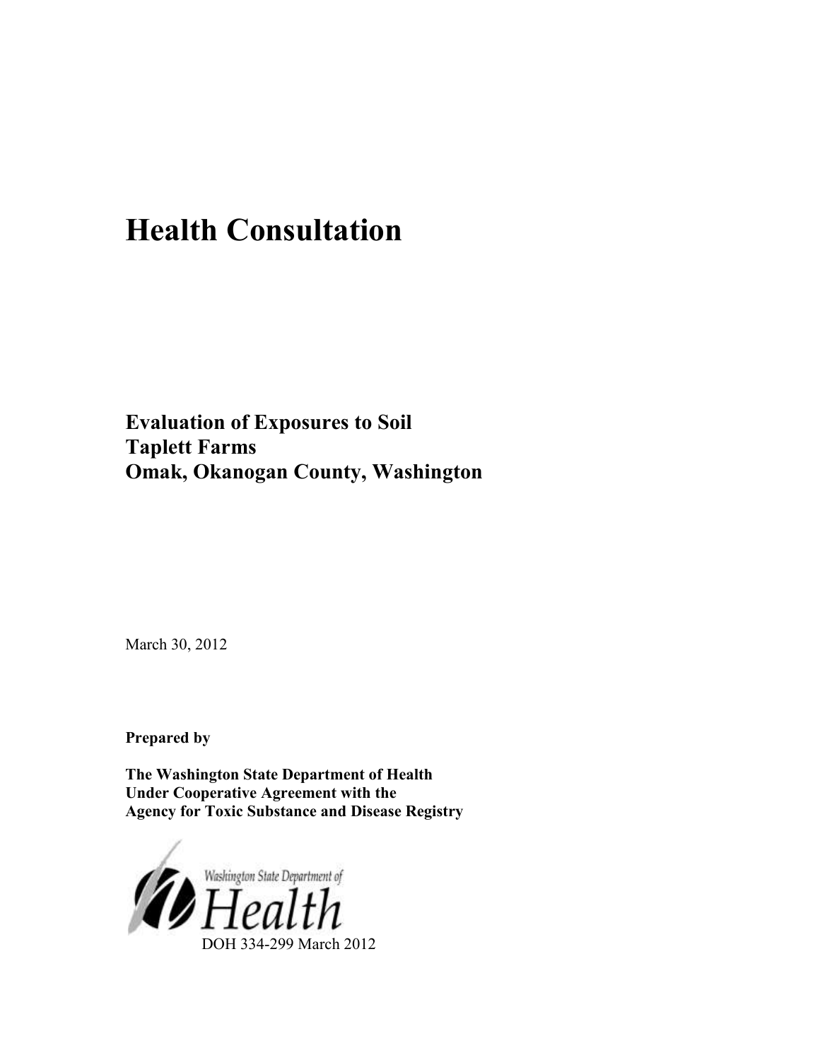# Health Consultation

**Evaluation of Exposures to Soil**
**Taplett Farms**
**Omak, Okanogan County, Washington**

March 30, 2012

**Prepared by**

**The Washington State Department of Health**
**Under Cooperative Agreement with the**
**Agency for Toxic Substance and Disease Registry**

Washington State Department of Health

DOH 334-299 March 2012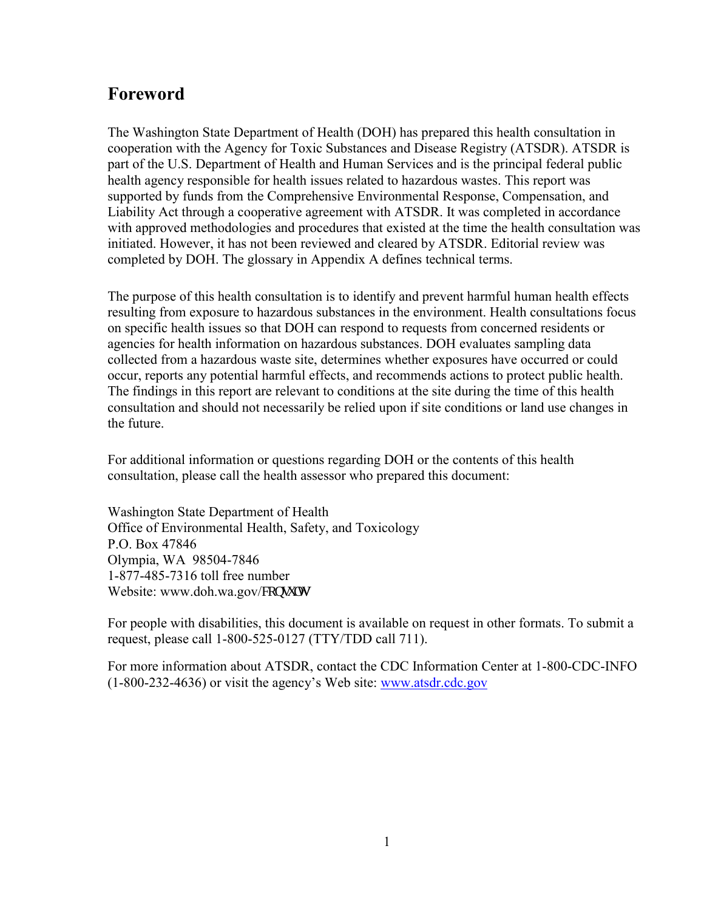## Foreword

The Washington State Department of Health (DOH) has prepared this health consultation in cooperation with the Agency for Toxic Substances and Disease Registry (ATSDR). ATSDR is part of the U.S. Department of Health and Human Services and is the principal federal public health agency responsible for health issues related to hazardous wastes. This report was supported by funds from the Comprehensive Environmental Response, Compensation, and Liability Act through a cooperative agreement with ATSDR. It was completed in accordance with approved methodologies and procedures that existed at the time the health consultation was initiated. However, it has not been reviewed and cleared by ATSDR. Editorial review was completed by DOH. The glossary in Appendix A defines technical terms.

The purpose of this health consultation is to identify and prevent harmful human health effects resulting from exposure to hazardous substances in the environment. Health consultations focus on specific health issues so that DOH can respond to requests from concerned residents or agencies for health information on hazardous substances. DOH evaluates sampling data collected from a hazardous waste site, determines whether exposures have occurred or could occur, reports any potential harmful effects, and recommends actions to protect public health. The findings in this report are relevant to conditions at the site during the time of this health consultation and should not necessarily be relied upon if site conditions or land use changes in the future.

For additional information or questions regarding DOH or the contents of this health consultation, please call the health assessor who prepared this document:

Washington State Department of Health
Office of Environmental Health, Safety, and Toxicology
P.O. Box 47846
Olympia, WA 98504-7846
1-877-485-7316 toll free number
Website: www.doh.wa.gov/FRQVXOWV

For people with disabilities, this document is available on request in other formats. To submit a request, please call 1-800-525-0127 (TTY/TDD call 711).

For more information about ATSDR, contact the CDC Information Center at 1-800-CDC-INFO (1-800-232-4636) or visit the agency's Web site: www.atsdr.cdc.gov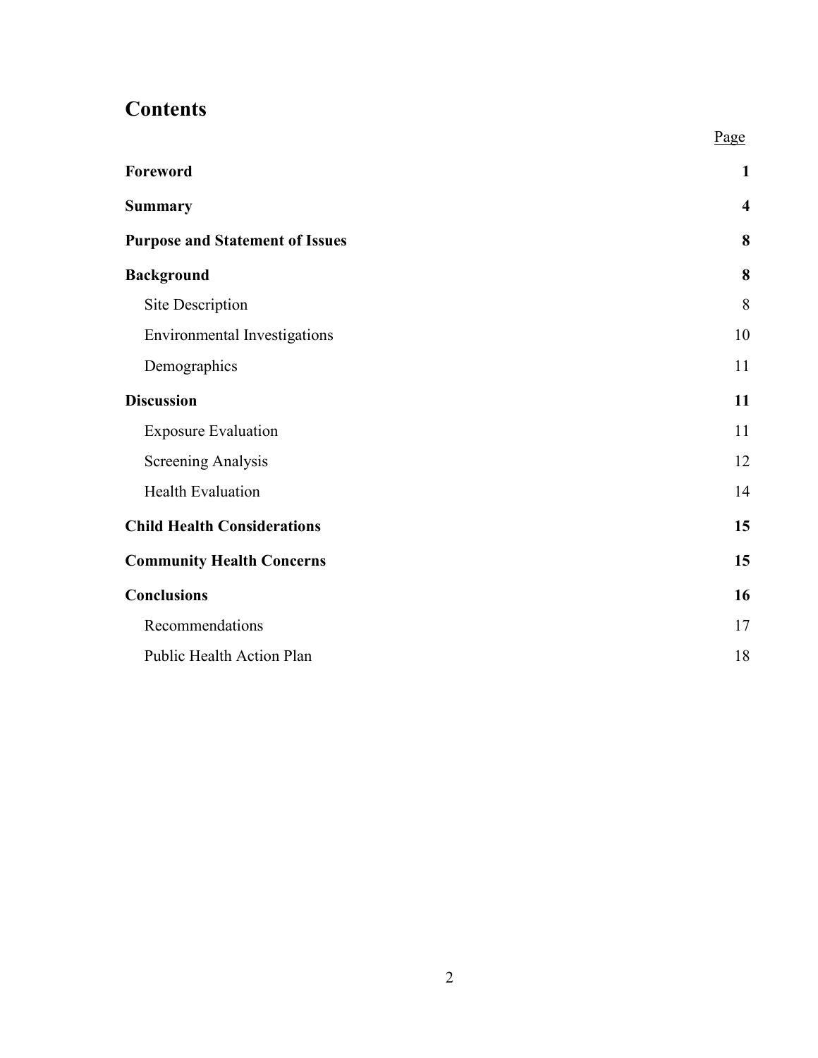# Contents

| | Page |
|---|---|
| **Foreword** | **1** |
| **Summary** | **4** |
| **Purpose and Statement of Issues** | **8** |
| **Background** | **8** |
| Site Description | 8 |
| Environmental Investigations | 10 |
| Demographics | 11 |
| **Discussion** | **11** |
| Exposure Evaluation | 11 |
| Screening Analysis | 12 |
| Health Evaluation | 14 |
| **Child Health Considerations** | **15** |
| **Community Health Concerns** | **15** |
| **Conclusions** | **16** |
| Recommendations | 17 |
| Public Health Action Plan | 18 |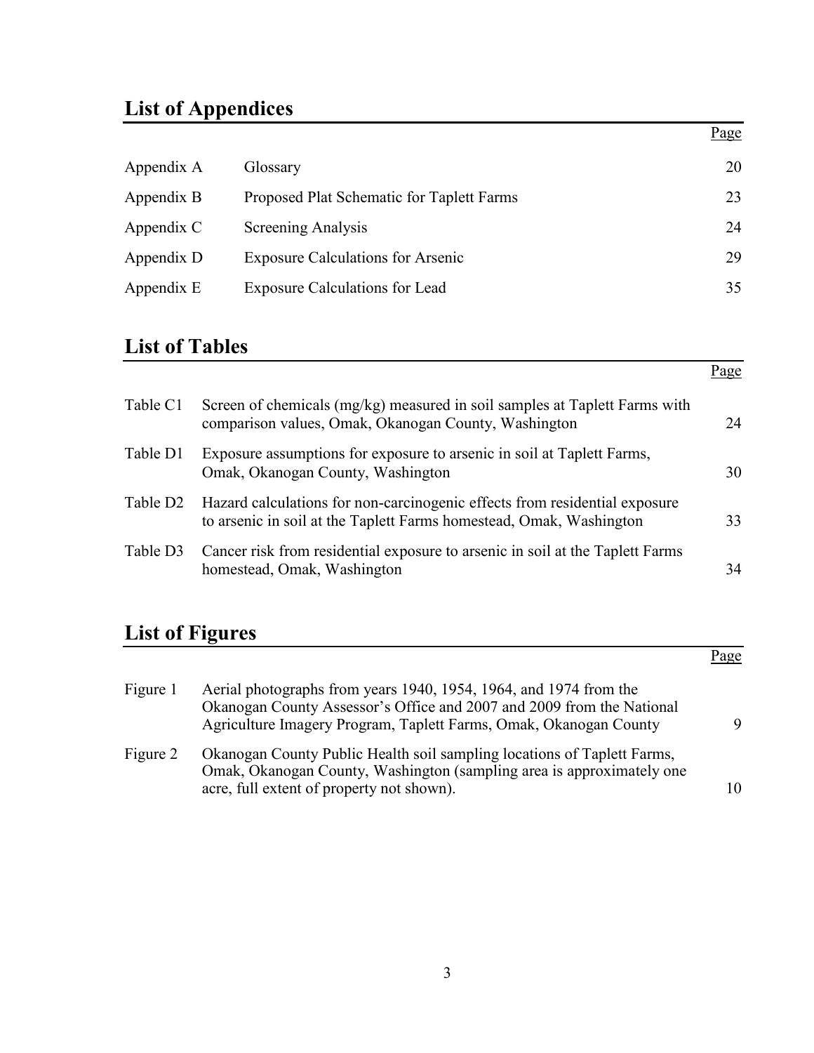## List of Appendices

| | | Page |
|---|---|---|
| Appendix A | Glossary | 20 |
| Appendix B | Proposed Plat Schematic for Taplett Farms | 23 |
| Appendix C | Screening Analysis | 24 |
| Appendix D | Exposure Calculations for Arsenic | 29 |
| Appendix E | Exposure Calculations for Lead | 35 |

## List of Tables

| | | Page |
|---|---|---|
| Table C1 | Screen of chemicals (mg/kg) measured in soil samples at Taplett Farms with comparison values, Omak, Okanogan County, Washington | 24 |
| Table D1 | Exposure assumptions for exposure to arsenic in soil at Taplett Farms, Omak, Okanogan County, Washington | 30 |
| Table D2 | Hazard calculations for non-carcinogenic effects from residential exposure to arsenic in soil at the Taplett Farms homestead, Omak, Washington | 33 |
| Table D3 | Cancer risk from residential exposure to arsenic in soil at the Taplett Farms homestead, Omak, Washington | 34 |

## List of Figures

| | | Page |
|---|---|---|
| Figure 1 | Aerial photographs from years 1940, 1954, 1964, and 1974 from the Okanogan County Assessor's Office and 2007 and 2009 from the National Agriculture Imagery Program, Taplett Farms, Omak, Okanogan County | 9 |
| Figure 2 | Okanogan County Public Health soil sampling locations of Taplett Farms, Omak, Okanogan County, Washington (sampling area is approximately one acre, full extent of property not shown). | 10 |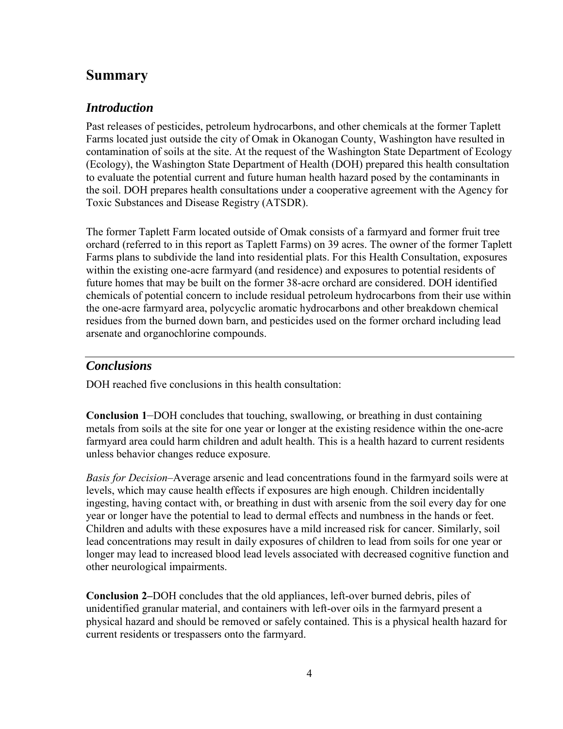# Summary

## *Introduction*

Past releases of pesticides, petroleum hydrocarbons, and other chemicals at the former Taplett Farms located just outside the city of Omak in Okanogan County, Washington have resulted in contamination of soils at the site. At the request of the Washington State Department of Ecology (Ecology), the Washington State Department of Health (DOH) prepared this health consultation to evaluate the potential current and future human health hazard posed by the contaminants in the soil. DOH prepares health consultations under a cooperative agreement with the Agency for Toxic Substances and Disease Registry (ATSDR).

The former Taplett Farm located outside of Omak consists of a farmyard and former fruit tree orchard (referred to in this report as Taplett Farms) on 39 acres. The owner of the former Taplett Farms plans to subdivide the land into residential plats. For this Health Consultation, exposures within the existing one-acre farmyard (and residence) and exposures to potential residents of future homes that may be built on the former 38-acre orchard are considered. DOH identified chemicals of potential concern to include residual petroleum hydrocarbons from their use within the one-acre farmyard area, polycyclic aromatic hydrocarbons and other breakdown chemical residues from the burned down barn, and pesticides used on the former orchard including lead arsenate and organochlorine compounds.

## *Conclusions*

DOH reached five conclusions in this health consultation:

**Conclusion 1**–DOH concludes that touching, swallowing, or breathing in dust containing metals from soils at the site for one year or longer at the existing residence within the one-acre farmyard area could harm children and adult health. This is a health hazard to current residents unless behavior changes reduce exposure.

*Basis for Decision*–Average arsenic and lead concentrations found in the farmyard soils were at levels, which may cause health effects if exposures are high enough. Children incidentally ingesting, having contact with, or breathing in dust with arsenic from the soil every day for one year or longer have the potential to lead to dermal effects and numbness in the hands or feet. Children and adults with these exposures have a mild increased risk for cancer. Similarly, soil lead concentrations may result in daily exposures of children to lead from soils for one year or longer may lead to increased blood lead levels associated with decreased cognitive function and other neurological impairments.

**Conclusion 2–**DOH concludes that the old appliances, left-over burned debris, piles of unidentified granular material, and containers with left-over oils in the farmyard present a physical hazard and should be removed or safely contained. This is a physical health hazard for current residents or trespassers onto the farmyard.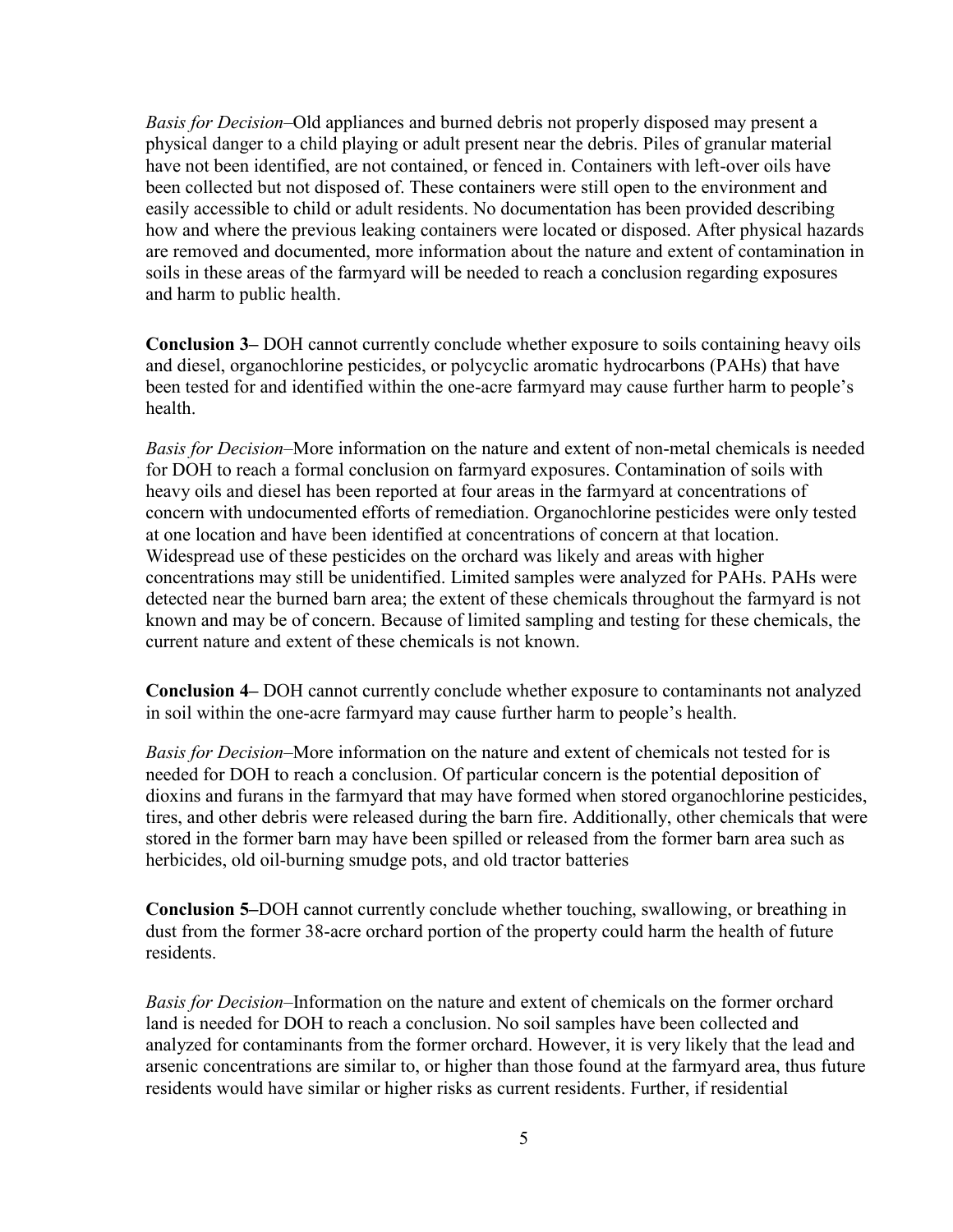*Basis for Decision–*Old appliances and burned debris not properly disposed may present a physical danger to a child playing or adult present near the debris. Piles of granular material have not been identified, are not contained, or fenced in. Containers with left-over oils have been collected but not disposed of. These containers were still open to the environment and easily accessible to child or adult residents. No documentation has been provided describing how and where the previous leaking containers were located or disposed. After physical hazards are removed and documented, more information about the nature and extent of contamination in soils in these areas of the farmyard will be needed to reach a conclusion regarding exposures and harm to public health.

**Conclusion 3–** DOH cannot currently conclude whether exposure to soils containing heavy oils and diesel, organochlorine pesticides, or polycyclic aromatic hydrocarbons (PAHs) that have been tested for and identified within the one-acre farmyard may cause further harm to people's health.

*Basis for Decision–*More information on the nature and extent of non-metal chemicals is needed for DOH to reach a formal conclusion on farmyard exposures. Contamination of soils with heavy oils and diesel has been reported at four areas in the farmyard at concentrations of concern with undocumented efforts of remediation. Organochlorine pesticides were only tested at one location and have been identified at concentrations of concern at that location. Widespread use of these pesticides on the orchard was likely and areas with higher concentrations may still be unidentified. Limited samples were analyzed for PAHs. PAHs were detected near the burned barn area; the extent of these chemicals throughout the farmyard is not known and may be of concern. Because of limited sampling and testing for these chemicals, the current nature and extent of these chemicals is not known.

**Conclusion 4–** DOH cannot currently conclude whether exposure to contaminants not analyzed in soil within the one-acre farmyard may cause further harm to people's health.

*Basis for Decision–*More information on the nature and extent of chemicals not tested for is needed for DOH to reach a conclusion. Of particular concern is the potential deposition of dioxins and furans in the farmyard that may have formed when stored organochlorine pesticides, tires, and other debris were released during the barn fire. Additionally, other chemicals that were stored in the former barn may have been spilled or released from the former barn area such as herbicides, old oil-burning smudge pots, and old tractor batteries

**Conclusion 5–**DOH cannot currently conclude whether touching, swallowing, or breathing in dust from the former 38-acre orchard portion of the property could harm the health of future residents.

*Basis for Decision–*Information on the nature and extent of chemicals on the former orchard land is needed for DOH to reach a conclusion. No soil samples have been collected and analyzed for contaminants from the former orchard. However, it is very likely that the lead and arsenic concentrations are similar to, or higher than those found at the farmyard area, thus future residents would have similar or higher risks as current residents. Further, if residential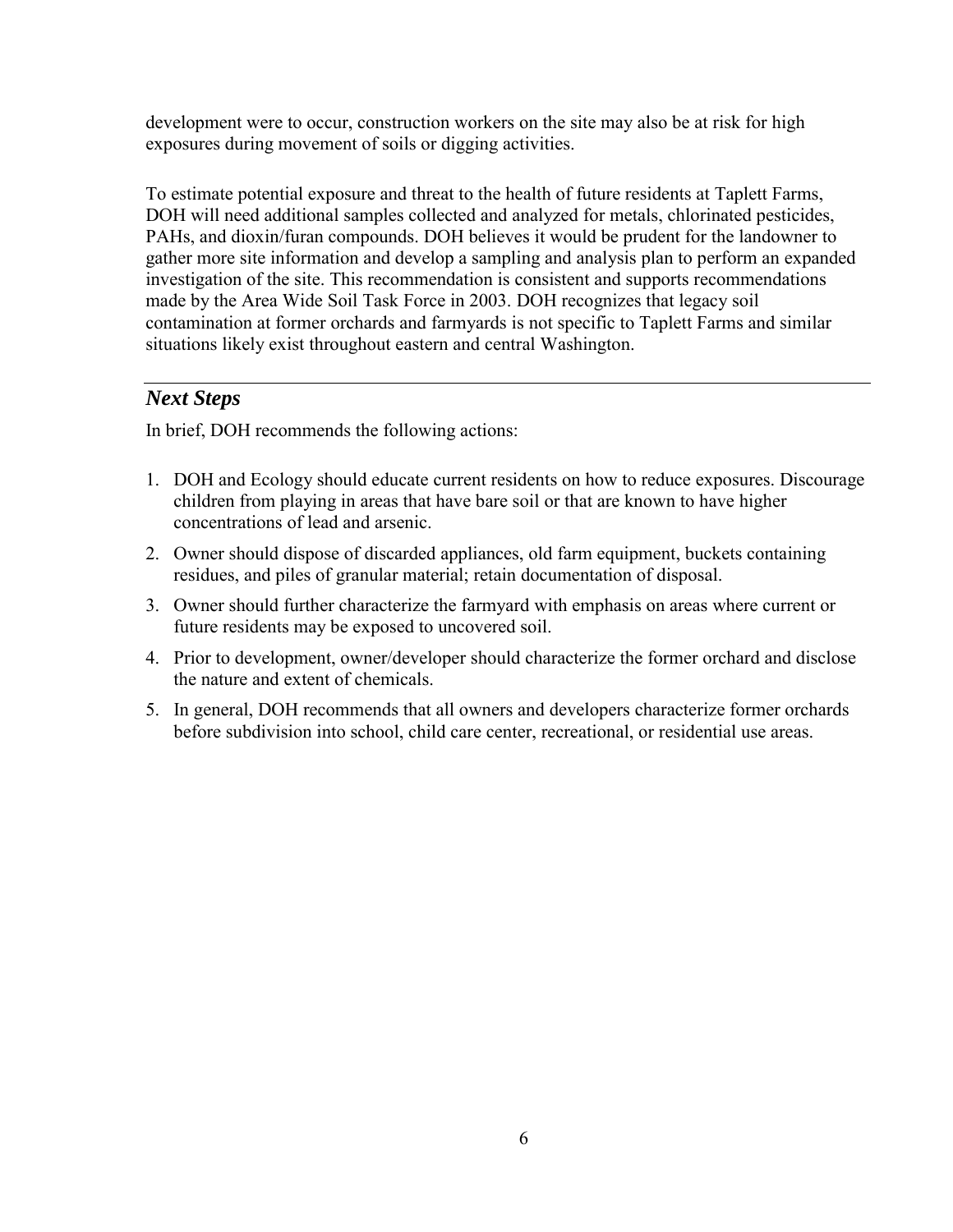development were to occur, construction workers on the site may also be at risk for high exposures during movement of soils or digging activities.

To estimate potential exposure and threat to the health of future residents at Taplett Farms, DOH will need additional samples collected and analyzed for metals, chlorinated pesticides, PAHs, and dioxin/furan compounds. DOH believes it would be prudent for the landowner to gather more site information and develop a sampling and analysis plan to perform an expanded investigation of the site. This recommendation is consistent and supports recommendations made by the Area Wide Soil Task Force in 2003. DOH recognizes that legacy soil contamination at former orchards and farmyards is not specific to Taplett Farms and similar situations likely exist throughout eastern and central Washington.

## *Next Steps*

In brief, DOH recommends the following actions:

1. DOH and Ecology should educate current residents on how to reduce exposures. Discourage children from playing in areas that have bare soil or that are known to have higher concentrations of lead and arsenic.
2. Owner should dispose of discarded appliances, old farm equipment, buckets containing residues, and piles of granular material; retain documentation of disposal.
3. Owner should further characterize the farmyard with emphasis on areas where current or future residents may be exposed to uncovered soil.
4. Prior to development, owner/developer should characterize the former orchard and disclose the nature and extent of chemicals.
5. In general, DOH recommends that all owners and developers characterize former orchards before subdivision into school, child care center, recreational, or residential use areas.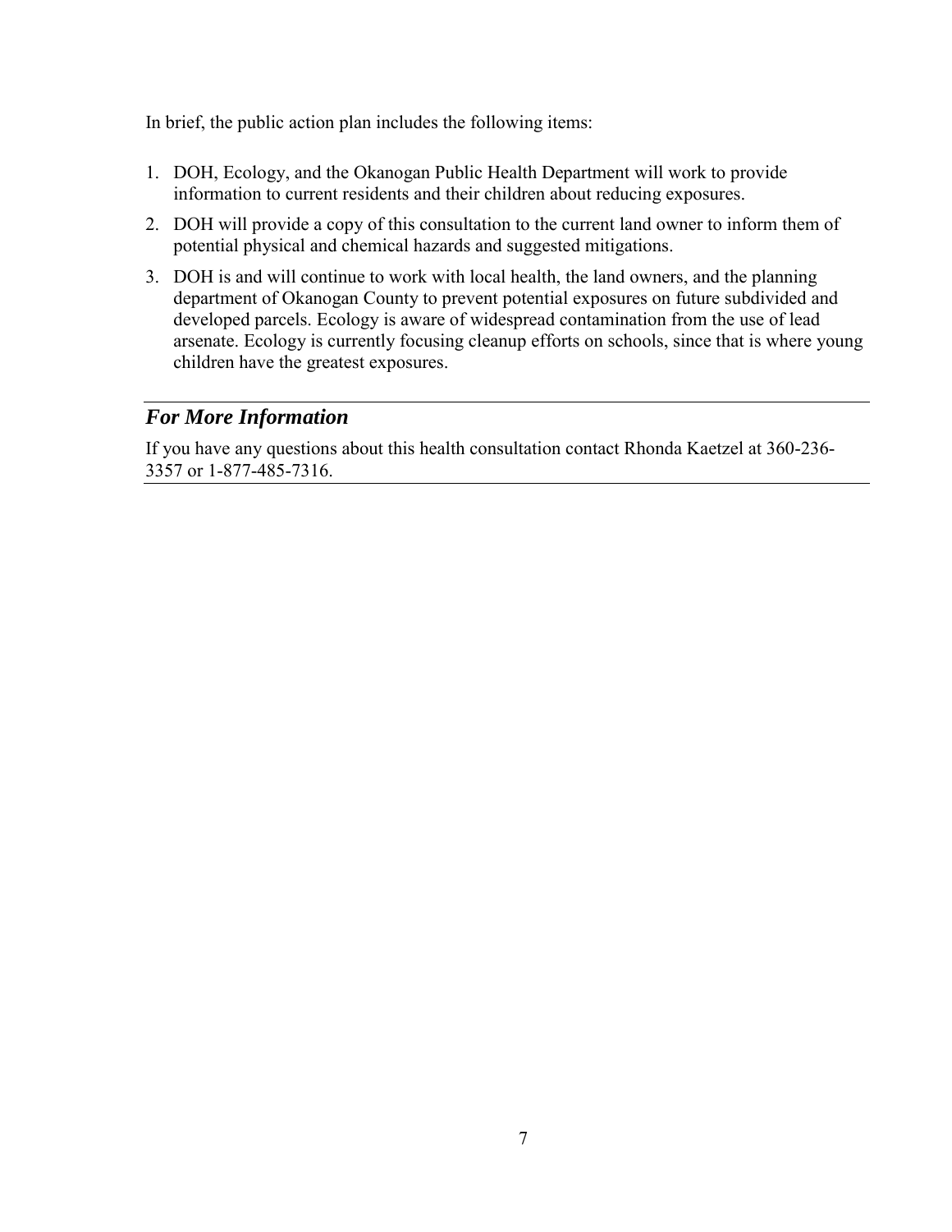In brief, the public action plan includes the following items:

1. DOH, Ecology, and the Okanogan Public Health Department will work to provide information to current residents and their children about reducing exposures.
2. DOH will provide a copy of this consultation to the current land owner to inform them of potential physical and chemical hazards and suggested mitigations.
3. DOH is and will continue to work with local health, the land owners, and the planning department of Okanogan County to prevent potential exposures on future subdivided and developed parcels. Ecology is aware of widespread contamination from the use of lead arsenate. Ecology is currently focusing cleanup efforts on schools, since that is where young children have the greatest exposures.

## *For More Information*

If you have any questions about this health consultation contact Rhonda Kaetzel at 360-236-3357 or 1-877-485-7316.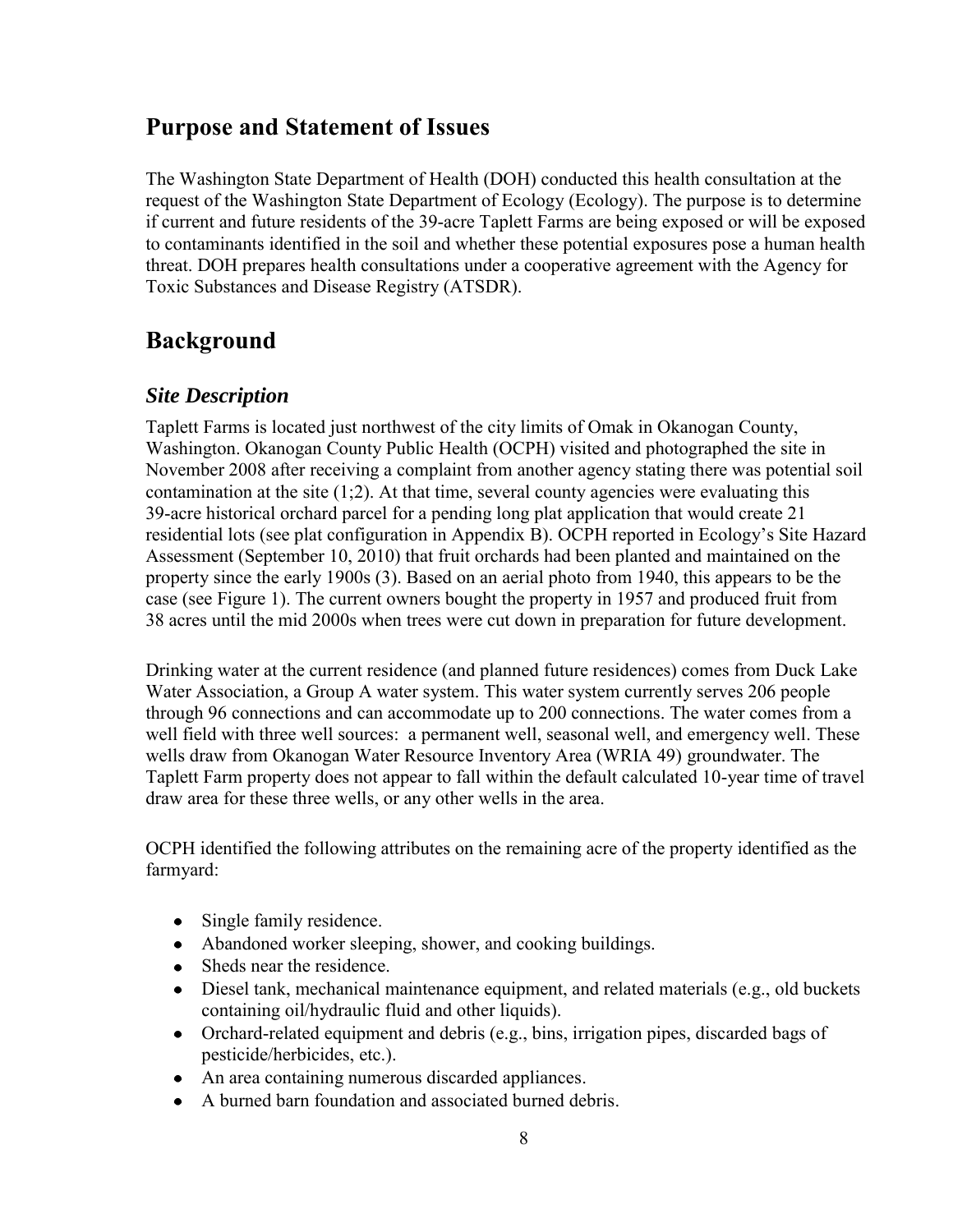## Purpose and Statement of Issues

The Washington State Department of Health (DOH) conducted this health consultation at the request of the Washington State Department of Ecology (Ecology). The purpose is to determine if current and future residents of the 39-acre Taplett Farms are being exposed or will be exposed to contaminants identified in the soil and whether these potential exposures pose a human health threat. DOH prepares health consultations under a cooperative agreement with the Agency for Toxic Substances and Disease Registry (ATSDR).

## Background

### *Site Description*

Taplett Farms is located just northwest of the city limits of Omak in Okanogan County, Washington. Okanogan County Public Health (OCPH) visited and photographed the site in November 2008 after receiving a complaint from another agency stating there was potential soil contamination at the site (1;2). At that time, several county agencies were evaluating this 39-acre historical orchard parcel for a pending long plat application that would create 21 residential lots (see plat configuration in Appendix B). OCPH reported in Ecology's Site Hazard Assessment (September 10, 2010) that fruit orchards had been planted and maintained on the property since the early 1900s (3). Based on an aerial photo from 1940, this appears to be the case (see Figure 1). The current owners bought the property in 1957 and produced fruit from 38 acres until the mid 2000s when trees were cut down in preparation for future development.

Drinking water at the current residence (and planned future residences) comes from Duck Lake Water Association, a Group A water system. This water system currently serves 206 people through 96 connections and can accommodate up to 200 connections. The water comes from a well field with three well sources: a permanent well, seasonal well, and emergency well. These wells draw from Okanogan Water Resource Inventory Area (WRIA 49) groundwater. The Taplett Farm property does not appear to fall within the default calculated 10-year time of travel draw area for these three wells, or any other wells in the area.

OCPH identified the following attributes on the remaining acre of the property identified as the farmyard:

- Single family residence.
- Abandoned worker sleeping, shower, and cooking buildings.
- Sheds near the residence.
- Diesel tank, mechanical maintenance equipment, and related materials (e.g., old buckets containing oil/hydraulic fluid and other liquids).
- Orchard-related equipment and debris (e.g., bins, irrigation pipes, discarded bags of pesticide/herbicides, etc.).
- An area containing numerous discarded appliances.
- A burned barn foundation and associated burned debris.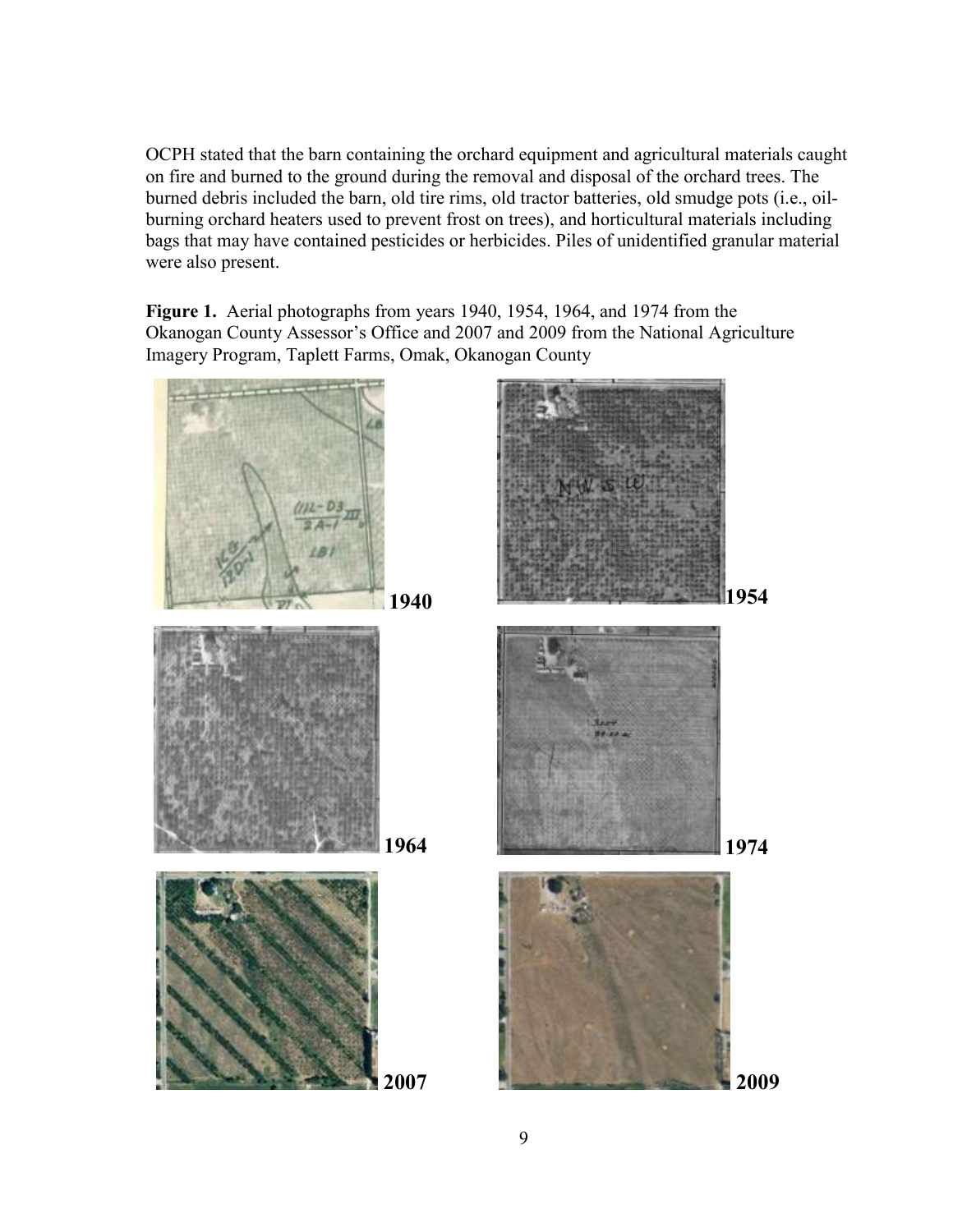OCPH stated that the barn containing the orchard equipment and agricultural materials caught on fire and burned to the ground during the removal and disposal of the orchard trees. The burned debris included the barn, old tire rims, old tractor batteries, old smudge pots (i.e., oil-burning orchard heaters used to prevent frost on trees), and horticultural materials including bags that may have contained pesticides or herbicides. Piles of unidentified granular material were also present.

**Figure 1.** Aerial photographs from years 1940, 1954, 1964, and 1974 from the Okanogan County Assessor's Office and 2007 and 2009 from the National Agriculture Imagery Program, Taplett Farms, Omak, Okanogan County

**1940**

**1954**

**1964**

**1974**

**2007**

**2009**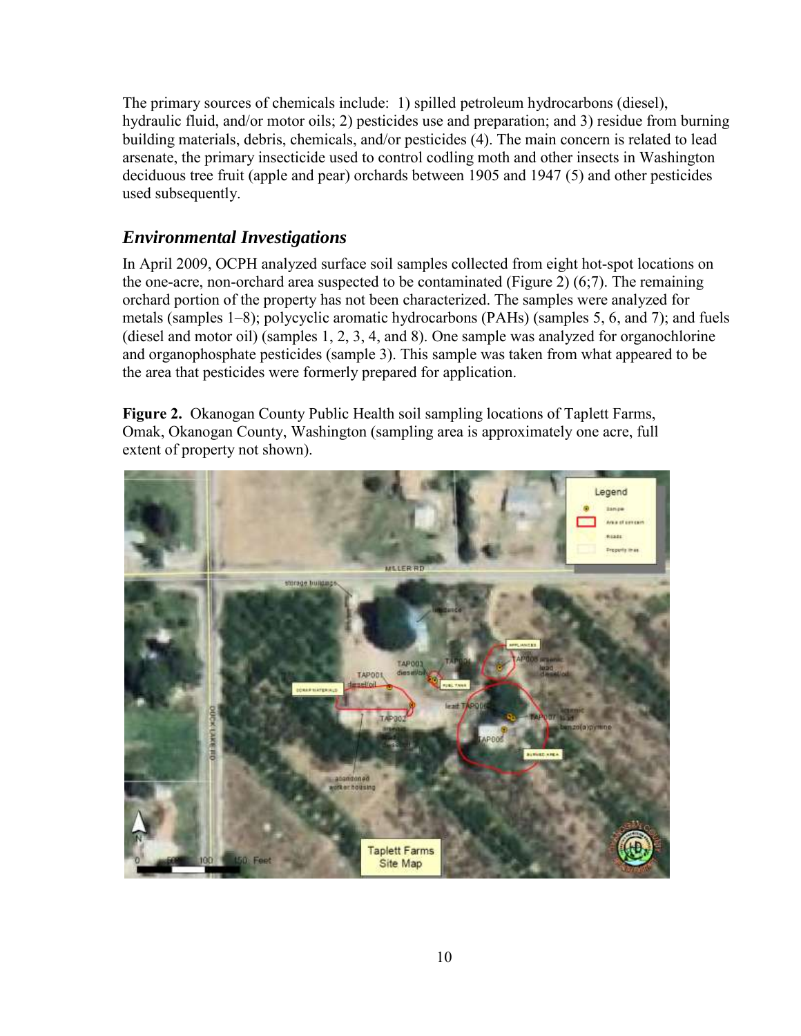The primary sources of chemicals include: 1) spilled petroleum hydrocarbons (diesel), hydraulic fluid, and/or motor oils; 2) pesticides use and preparation; and 3) residue from burning building materials, debris, chemicals, and/or pesticides (4). The main concern is related to lead arsenate, the primary insecticide used to control codling moth and other insects in Washington deciduous tree fruit (apple and pear) orchards between 1905 and 1947 (5) and other pesticides used subsequently.

## *Environmental Investigations*

In April 2009, OCPH analyzed surface soil samples collected from eight hot-spot locations on the one-acre, non-orchard area suspected to be contaminated (Figure 2) (6;7). The remaining orchard portion of the property has not been characterized. The samples were analyzed for metals (samples 1–8); polycyclic aromatic hydrocarbons (PAHs) (samples 5, 6, and 7); and fuels (diesel and motor oil) (samples 1, 2, 3, 4, and 8). One sample was analyzed for organochlorine and organophosphate pesticides (sample 3). This sample was taken from what appeared to be the area that pesticides were formerly prepared for application.

**Figure 2.** Okanogan County Public Health soil sampling locations of Taplett Farms, Omak, Okanogan County, Washington (sampling area is approximately one acre, full extent of property not shown).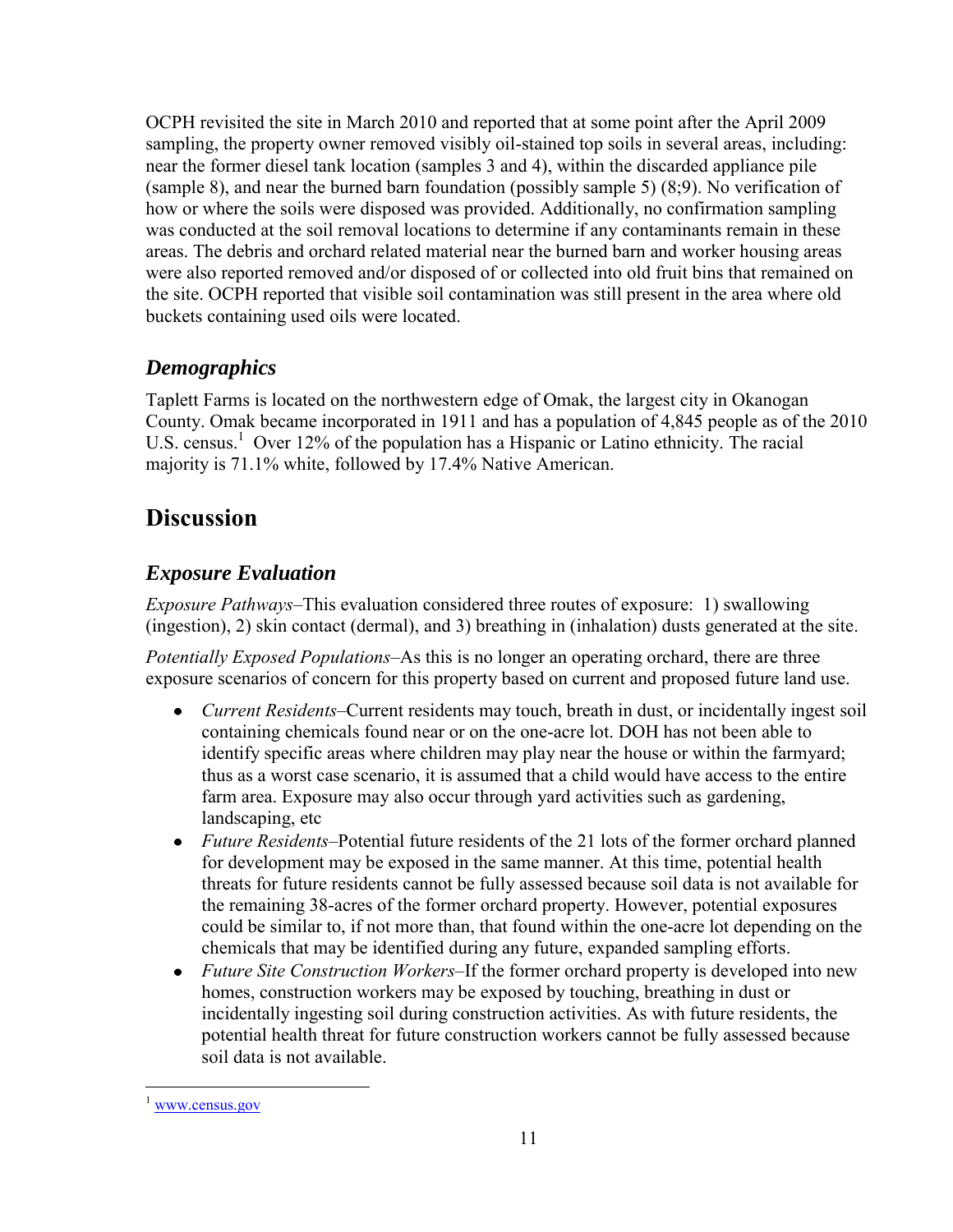OCPH revisited the site in March 2010 and reported that at some point after the April 2009 sampling, the property owner removed visibly oil-stained top soils in several areas, including: near the former diesel tank location (samples 3 and 4), within the discarded appliance pile (sample 8), and near the burned barn foundation (possibly sample 5) (8;9). No verification of how or where the soils were disposed was provided. Additionally, no confirmation sampling was conducted at the soil removal locations to determine if any contaminants remain in these areas. The debris and orchard related material near the burned barn and worker housing areas were also reported removed and/or disposed of or collected into old fruit bins that remained on the site. OCPH reported that visible soil contamination was still present in the area where old buckets containing used oils were located.

## *Demographics*

Taplett Farms is located on the northwestern edge of Omak, the largest city in Okanogan County. Omak became incorporated in 1911 and has a population of 4,845 people as of the 2010 U.S. census.[1] Over 12% of the population has a Hispanic or Latino ethnicity. The racial majority is 71.1% white, followed by 17.4% Native American.

# Discussion

## *Exposure Evaluation*

*Exposure Pathways*–This evaluation considered three routes of exposure: 1) swallowing (ingestion), 2) skin contact (dermal), and 3) breathing in (inhalation) dusts generated at the site.

*Potentially Exposed Populations*–As this is no longer an operating orchard, there are three exposure scenarios of concern for this property based on current and proposed future land use.

- *Current Residents*–Current residents may touch, breath in dust, or incidentally ingest soil containing chemicals found near or on the one-acre lot. DOH has not been able to identify specific areas where children may play near the house or within the farmyard; thus as a worst case scenario, it is assumed that a child would have access to the entire farm area. Exposure may also occur through yard activities such as gardening, landscaping, etc
- *Future Residents*–Potential future residents of the 21 lots of the former orchard planned for development may be exposed in the same manner. At this time, potential health threats for future residents cannot be fully assessed because soil data is not available for the remaining 38-acres of the former orchard property. However, potential exposures could be similar to, if not more than, that found within the one-acre lot depending on the chemicals that may be identified during any future, expanded sampling efforts.
- *Future Site Construction Workers*–If the former orchard property is developed into new homes, construction workers may be exposed by touching, breathing in dust or incidentally ingesting soil during construction activities. As with future residents, the potential health threat for future construction workers cannot be fully assessed because soil data is not available.

[1] www.census.gov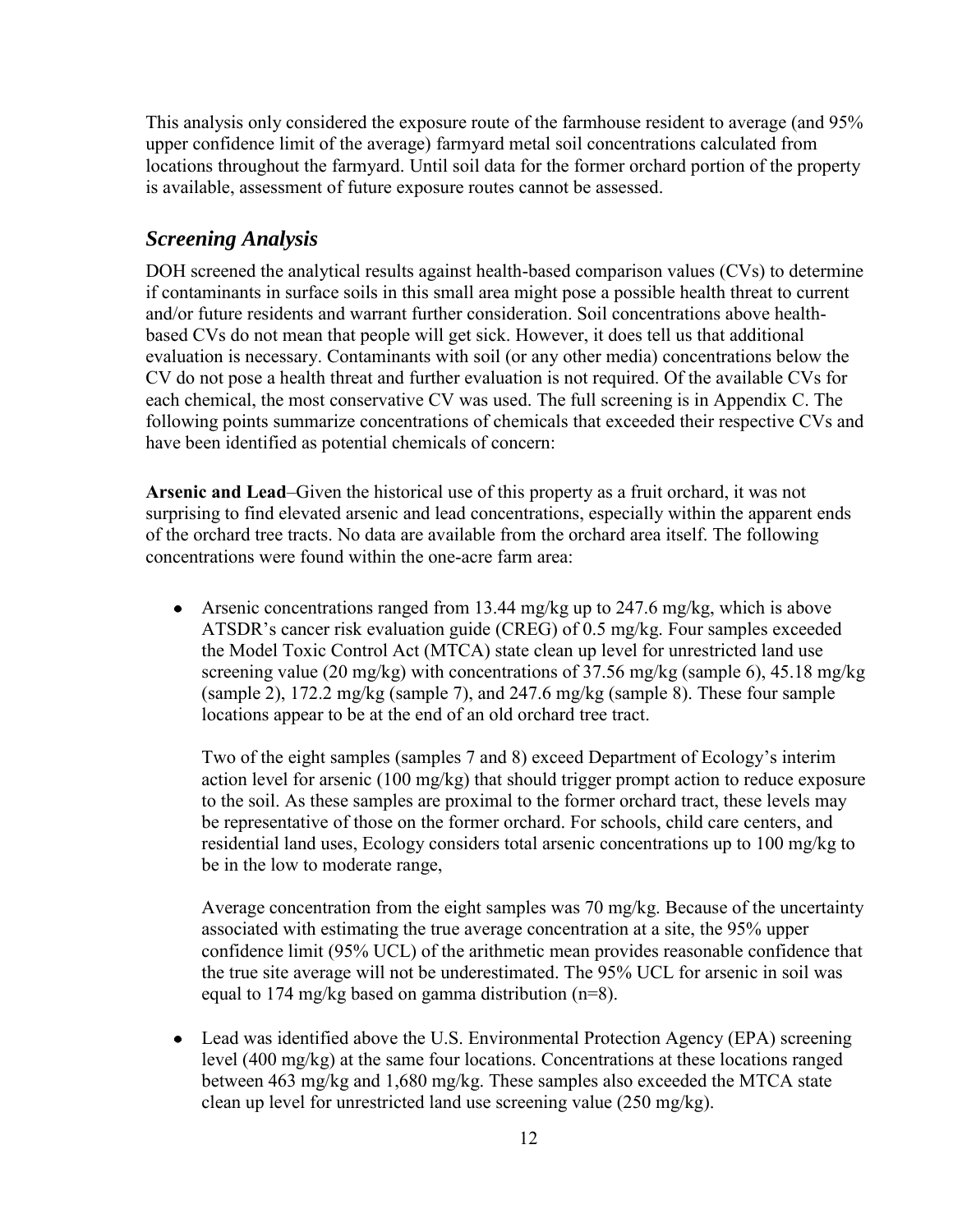This analysis only considered the exposure route of the farmhouse resident to average (and 95% upper confidence limit of the average) farmyard metal soil concentrations calculated from locations throughout the farmyard. Until soil data for the former orchard portion of the property is available, assessment of future exposure routes cannot be assessed.

## *Screening Analysis*

DOH screened the analytical results against health-based comparison values (CVs) to determine if contaminants in surface soils in this small area might pose a possible health threat to current and/or future residents and warrant further consideration. Soil concentrations above health-based CVs do not mean that people will get sick. However, it does tell us that additional evaluation is necessary. Contaminants with soil (or any other media) concentrations below the CV do not pose a health threat and further evaluation is not required. Of the available CVs for each chemical, the most conservative CV was used. The full screening is in Appendix C. The following points summarize concentrations of chemicals that exceeded their respective CVs and have been identified as potential chemicals of concern:

**Arsenic and Lead**–Given the historical use of this property as a fruit orchard, it was not surprising to find elevated arsenic and lead concentrations, especially within the apparent ends of the orchard tree tracts. No data are available from the orchard area itself. The following concentrations were found within the one-acre farm area:

- Arsenic concentrations ranged from 13.44 mg/kg up to 247.6 mg/kg, which is above ATSDR's cancer risk evaluation guide (CREG) of 0.5 mg/kg. Four samples exceeded the Model Toxic Control Act (MTCA) state clean up level for unrestricted land use screening value (20 mg/kg) with concentrations of 37.56 mg/kg (sample 6), 45.18 mg/kg (sample 2), 172.2 mg/kg (sample 7), and 247.6 mg/kg (sample 8). These four sample locations appear to be at the end of an old orchard tree tract.

  Two of the eight samples (samples 7 and 8) exceed Department of Ecology's interim action level for arsenic (100 mg/kg) that should trigger prompt action to reduce exposure to the soil. As these samples are proximal to the former orchard tract, these levels may be representative of those on the former orchard. For schools, child care centers, and residential land uses, Ecology considers total arsenic concentrations up to 100 mg/kg to be in the low to moderate range,

  Average concentration from the eight samples was 70 mg/kg. Because of the uncertainty associated with estimating the true average concentration at a site, the 95% upper confidence limit (95% UCL) of the arithmetic mean provides reasonable confidence that the true site average will not be underestimated. The 95% UCL for arsenic in soil was equal to 174 mg/kg based on gamma distribution (n=8).

- Lead was identified above the U.S. Environmental Protection Agency (EPA) screening level (400 mg/kg) at the same four locations. Concentrations at these locations ranged between 463 mg/kg and 1,680 mg/kg. These samples also exceeded the MTCA state clean up level for unrestricted land use screening value (250 mg/kg).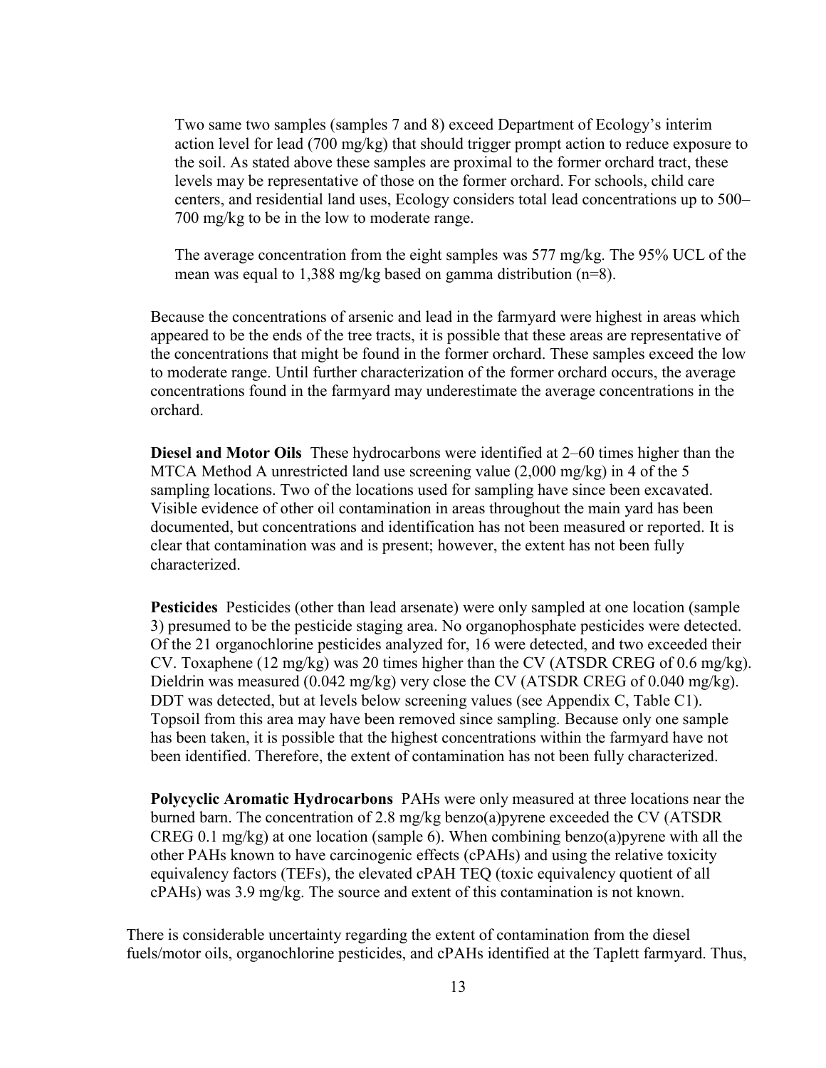Two same two samples (samples 7 and 8) exceed Department of Ecology's interim action level for lead (700 mg/kg) that should trigger prompt action to reduce exposure to the soil. As stated above these samples are proximal to the former orchard tract, these levels may be representative of those on the former orchard. For schools, child care centers, and residential land uses, Ecology considers total lead concentrations up to 500–700 mg/kg to be in the low to moderate range.

The average concentration from the eight samples was 577 mg/kg. The 95% UCL of the mean was equal to 1,388 mg/kg based on gamma distribution (n=8).

Because the concentrations of arsenic and lead in the farmyard were highest in areas which appeared to be the ends of the tree tracts, it is possible that these areas are representative of the concentrations that might be found in the former orchard. These samples exceed the low to moderate range. Until further characterization of the former orchard occurs, the average concentrations found in the farmyard may underestimate the average concentrations in the orchard.

**Diesel and Motor Oils** These hydrocarbons were identified at 2–60 times higher than the MTCA Method A unrestricted land use screening value (2,000 mg/kg) in 4 of the 5 sampling locations. Two of the locations used for sampling have since been excavated. Visible evidence of other oil contamination in areas throughout the main yard has been documented, but concentrations and identification has not been measured or reported. It is clear that contamination was and is present; however, the extent has not been fully characterized.

**Pesticides** Pesticides (other than lead arsenate) were only sampled at one location (sample 3) presumed to be the pesticide staging area. No organophosphate pesticides were detected. Of the 21 organochlorine pesticides analyzed for, 16 were detected, and two exceeded their CV. Toxaphene (12 mg/kg) was 20 times higher than the CV (ATSDR CREG of 0.6 mg/kg). Dieldrin was measured (0.042 mg/kg) very close the CV (ATSDR CREG of 0.040 mg/kg). DDT was detected, but at levels below screening values (see Appendix C, Table C1). Topsoil from this area may have been removed since sampling. Because only one sample has been taken, it is possible that the highest concentrations within the farmyard have not been identified. Therefore, the extent of contamination has not been fully characterized.

**Polycyclic Aromatic Hydrocarbons** PAHs were only measured at three locations near the burned barn. The concentration of 2.8 mg/kg benzo(a)pyrene exceeded the CV (ATSDR CREG 0.1 mg/kg) at one location (sample 6). When combining benzo(a)pyrene with all the other PAHs known to have carcinogenic effects (cPAHs) and using the relative toxicity equivalency factors (TEFs), the elevated cPAH TEQ (toxic equivalency quotient of all cPAHs) was 3.9 mg/kg. The source and extent of this contamination is not known.

There is considerable uncertainty regarding the extent of contamination from the diesel fuels/motor oils, organochlorine pesticides, and cPAHs identified at the Taplett farmyard. Thus,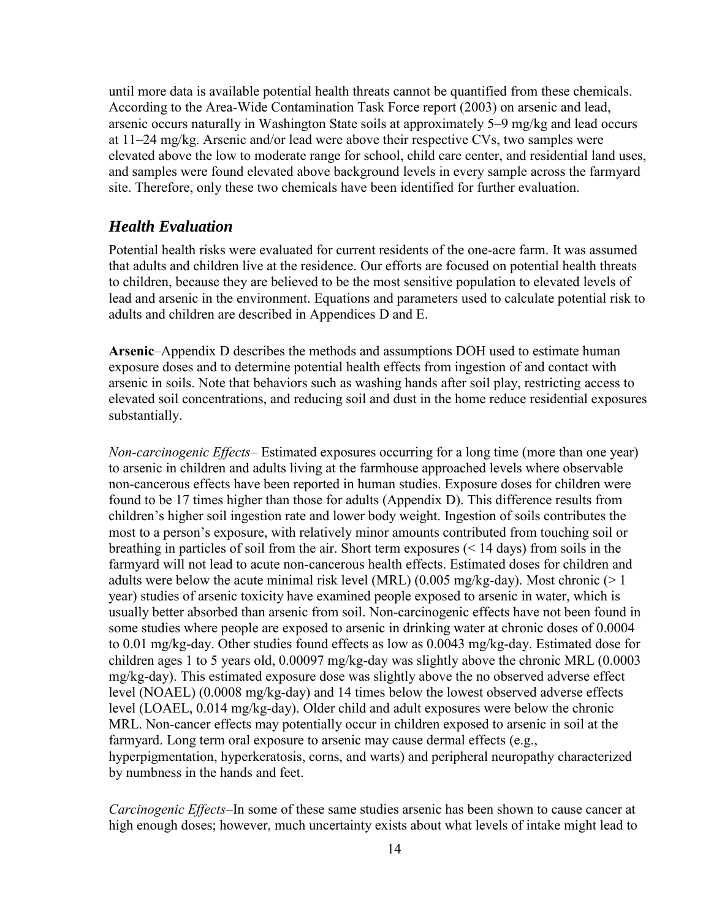until more data is available potential health threats cannot be quantified from these chemicals. According to the Area-Wide Contamination Task Force report (2003) on arsenic and lead, arsenic occurs naturally in Washington State soils at approximately 5–9 mg/kg and lead occurs at 11–24 mg/kg. Arsenic and/or lead were above their respective CVs, two samples were elevated above the low to moderate range for school, child care center, and residential land uses, and samples were found elevated above background levels in every sample across the farmyard site. Therefore, only these two chemicals have been identified for further evaluation.

## *Health Evaluation*

Potential health risks were evaluated for current residents of the one-acre farm. It was assumed that adults and children live at the residence. Our efforts are focused on potential health threats to children, because they are believed to be the most sensitive population to elevated levels of lead and arsenic in the environment. Equations and parameters used to calculate potential risk to adults and children are described in Appendices D and E.

**Arsenic**–Appendix D describes the methods and assumptions DOH used to estimate human exposure doses and to determine potential health effects from ingestion of and contact with arsenic in soils. Note that behaviors such as washing hands after soil play, restricting access to elevated soil concentrations, and reducing soil and dust in the home reduce residential exposures substantially.

*Non-carcinogenic Effects*– Estimated exposures occurring for a long time (more than one year) to arsenic in children and adults living at the farmhouse approached levels where observable non-cancerous effects have been reported in human studies. Exposure doses for children were found to be 17 times higher than those for adults (Appendix D). This difference results from children's higher soil ingestion rate and lower body weight. Ingestion of soils contributes the most to a person's exposure, with relatively minor amounts contributed from touching soil or breathing in particles of soil from the air. Short term exposures (< 14 days) from soils in the farmyard will not lead to acute non-cancerous health effects. Estimated doses for children and adults were below the acute minimal risk level (MRL) (0.005 mg/kg-day). Most chronic (> 1 year) studies of arsenic toxicity have examined people exposed to arsenic in water, which is usually better absorbed than arsenic from soil. Non-carcinogenic effects have not been found in some studies where people are exposed to arsenic in drinking water at chronic doses of 0.0004 to 0.01 mg/kg-day. Other studies found effects as low as 0.0043 mg/kg-day. Estimated dose for children ages 1 to 5 years old, 0.00097 mg/kg-day was slightly above the chronic MRL (0.0003 mg/kg-day). This estimated exposure dose was slightly above the no observed adverse effect level (NOAEL) (0.0008 mg/kg-day) and 14 times below the lowest observed adverse effects level (LOAEL, 0.014 mg/kg-day). Older child and adult exposures were below the chronic MRL. Non-cancer effects may potentially occur in children exposed to arsenic in soil at the farmyard. Long term oral exposure to arsenic may cause dermal effects (e.g., hyperpigmentation, hyperkeratosis, corns, and warts) and peripheral neuropathy characterized by numbness in the hands and feet.

*Carcinogenic Effects*–In some of these same studies arsenic has been shown to cause cancer at high enough doses; however, much uncertainty exists about what levels of intake might lead to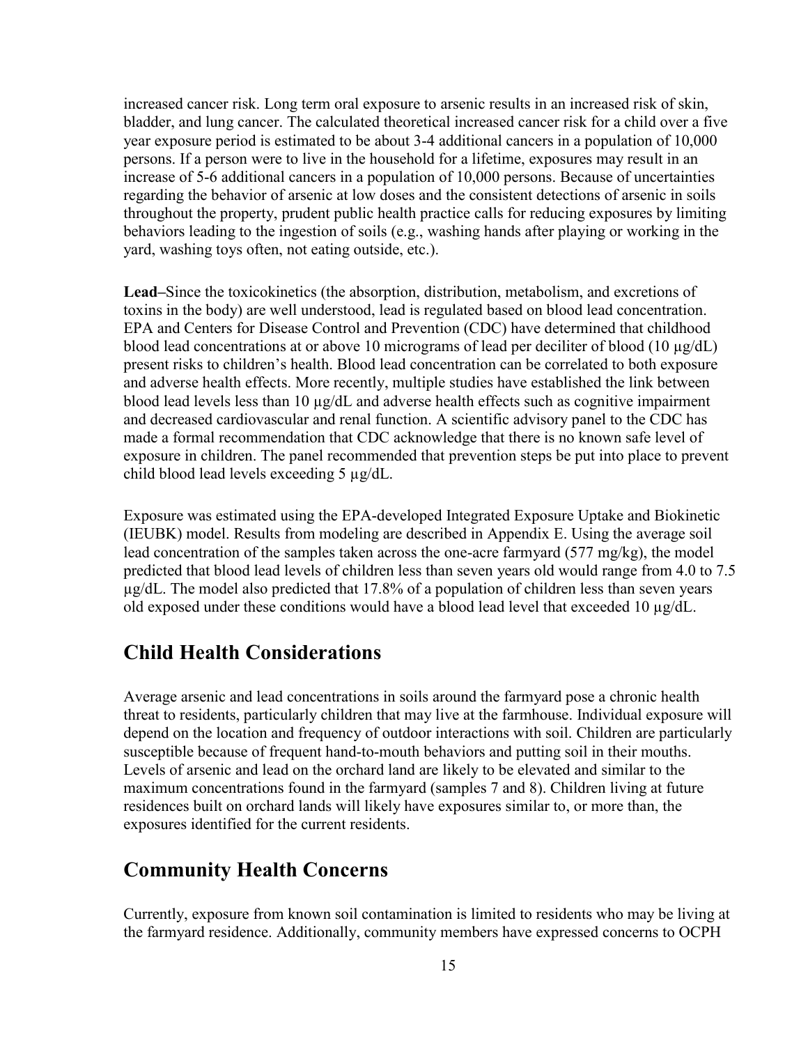increased cancer risk. Long term oral exposure to arsenic results in an increased risk of skin, bladder, and lung cancer. The calculated theoretical increased cancer risk for a child over a five year exposure period is estimated to be about 3-4 additional cancers in a population of 10,000 persons. If a person were to live in the household for a lifetime, exposures may result in an increase of 5-6 additional cancers in a population of 10,000 persons. Because of uncertainties regarding the behavior of arsenic at low doses and the consistent detections of arsenic in soils throughout the property, prudent public health practice calls for reducing exposures by limiting behaviors leading to the ingestion of soils (e.g., washing hands after playing or working in the yard, washing toys often, not eating outside, etc.).

**Lead–**Since the toxicokinetics (the absorption, distribution, metabolism, and excretions of toxins in the body) are well understood, lead is regulated based on blood lead concentration. EPA and Centers for Disease Control and Prevention (CDC) have determined that childhood blood lead concentrations at or above 10 micrograms of lead per deciliter of blood (10 µg/dL) present risks to children's health. Blood lead concentration can be correlated to both exposure and adverse health effects. More recently, multiple studies have established the link between blood lead levels less than 10 µg/dL and adverse health effects such as cognitive impairment and decreased cardiovascular and renal function. A scientific advisory panel to the CDC has made a formal recommendation that CDC acknowledge that there is no known safe level of exposure in children. The panel recommended that prevention steps be put into place to prevent child blood lead levels exceeding 5 µg/dL.

Exposure was estimated using the EPA-developed Integrated Exposure Uptake and Biokinetic (IEUBK) model. Results from modeling are described in Appendix E. Using the average soil lead concentration of the samples taken across the one-acre farmyard (577 mg/kg), the model predicted that blood lead levels of children less than seven years old would range from 4.0 to 7.5 µg/dL. The model also predicted that 17.8% of a population of children less than seven years old exposed under these conditions would have a blood lead level that exceeded 10 µg/dL.

## Child Health Considerations

Average arsenic and lead concentrations in soils around the farmyard pose a chronic health threat to residents, particularly children that may live at the farmhouse. Individual exposure will depend on the location and frequency of outdoor interactions with soil. Children are particularly susceptible because of frequent hand-to-mouth behaviors and putting soil in their mouths. Levels of arsenic and lead on the orchard land are likely to be elevated and similar to the maximum concentrations found in the farmyard (samples 7 and 8). Children living at future residences built on orchard lands will likely have exposures similar to, or more than, the exposures identified for the current residents.

## Community Health Concerns

Currently, exposure from known soil contamination is limited to residents who may be living at the farmyard residence. Additionally, community members have expressed concerns to OCPH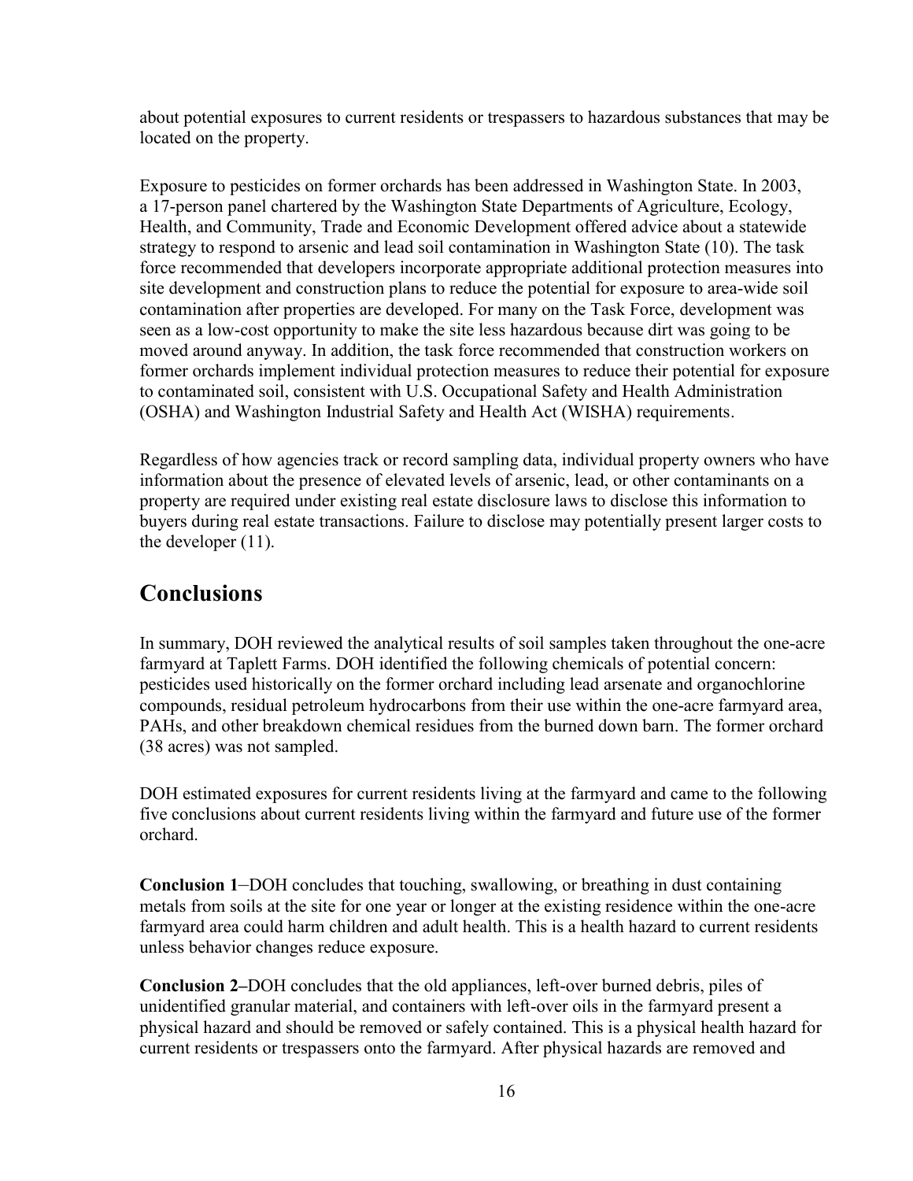about potential exposures to current residents or trespassers to hazardous substances that may be located on the property.

Exposure to pesticides on former orchards has been addressed in Washington State. In 2003, a 17-person panel chartered by the Washington State Departments of Agriculture, Ecology, Health, and Community, Trade and Economic Development offered advice about a statewide strategy to respond to arsenic and lead soil contamination in Washington State (10). The task force recommended that developers incorporate appropriate additional protection measures into site development and construction plans to reduce the potential for exposure to area-wide soil contamination after properties are developed. For many on the Task Force, development was seen as a low-cost opportunity to make the site less hazardous because dirt was going to be moved around anyway. In addition, the task force recommended that construction workers on former orchards implement individual protection measures to reduce their potential for exposure to contaminated soil, consistent with U.S. Occupational Safety and Health Administration (OSHA) and Washington Industrial Safety and Health Act (WISHA) requirements.

Regardless of how agencies track or record sampling data, individual property owners who have information about the presence of elevated levels of arsenic, lead, or other contaminants on a property are required under existing real estate disclosure laws to disclose this information to buyers during real estate transactions. Failure to disclose may potentially present larger costs to the developer (11).

## Conclusions

In summary, DOH reviewed the analytical results of soil samples taken throughout the one-acre farmyard at Taplett Farms. DOH identified the following chemicals of potential concern: pesticides used historically on the former orchard including lead arsenate and organochlorine compounds, residual petroleum hydrocarbons from their use within the one-acre farmyard area, PAHs, and other breakdown chemical residues from the burned down barn. The former orchard (38 acres) was not sampled.

DOH estimated exposures for current residents living at the farmyard and came to the following five conclusions about current residents living within the farmyard and future use of the former orchard.

**Conclusion 1**–DOH concludes that touching, swallowing, or breathing in dust containing metals from soils at the site for one year or longer at the existing residence within the one-acre farmyard area could harm children and adult health. This is a health hazard to current residents unless behavior changes reduce exposure.

**Conclusion 2–**DOH concludes that the old appliances, left-over burned debris, piles of unidentified granular material, and containers with left-over oils in the farmyard present a physical hazard and should be removed or safely contained. This is a physical health hazard for current residents or trespassers onto the farmyard. After physical hazards are removed and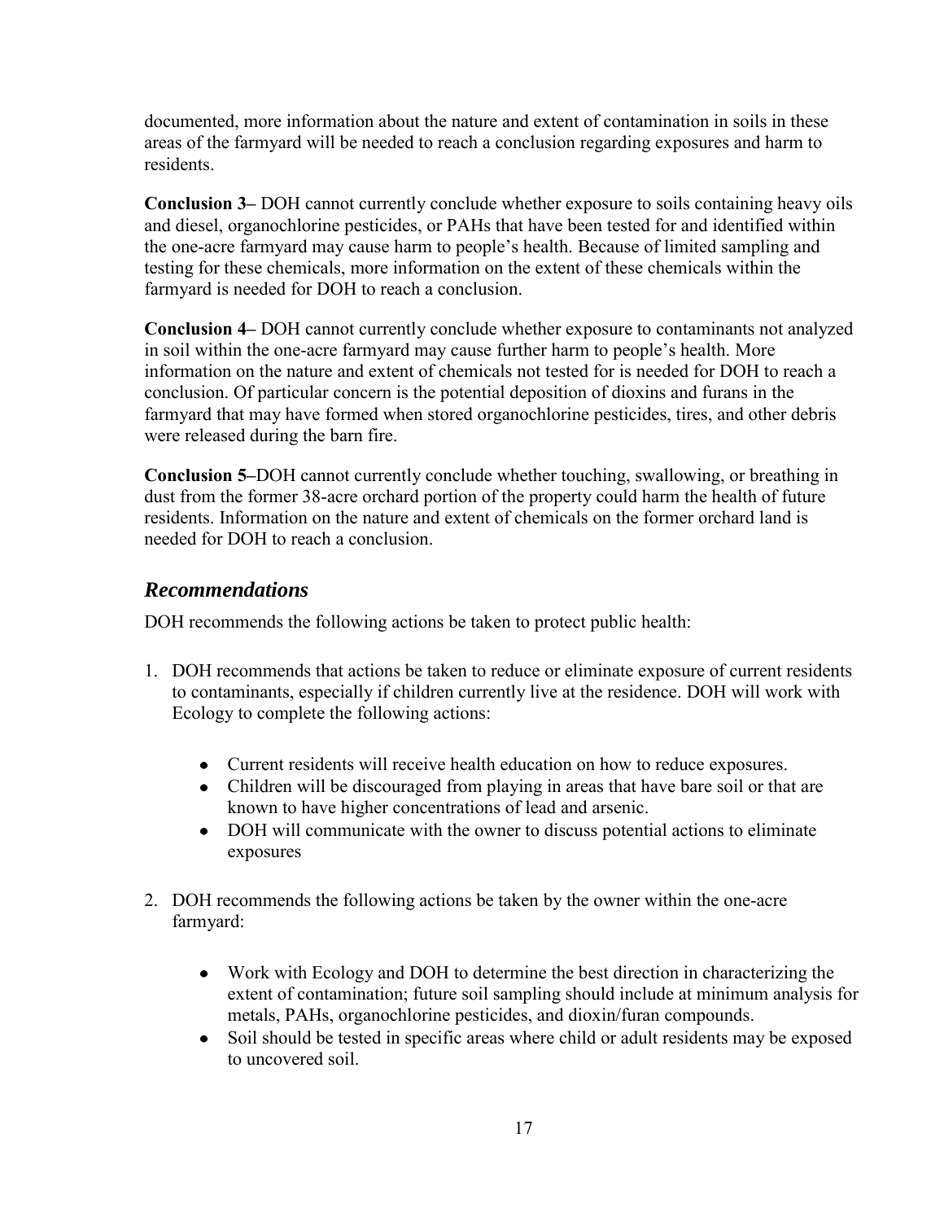documented, more information about the nature and extent of contamination in soils in these areas of the farmyard will be needed to reach a conclusion regarding exposures and harm to residents.

**Conclusion 3–** DOH cannot currently conclude whether exposure to soils containing heavy oils and diesel, organochlorine pesticides, or PAHs that have been tested for and identified within the one-acre farmyard may cause harm to people's health. Because of limited sampling and testing for these chemicals, more information on the extent of these chemicals within the farmyard is needed for DOH to reach a conclusion.

**Conclusion 4–** DOH cannot currently conclude whether exposure to contaminants not analyzed in soil within the one-acre farmyard may cause further harm to people's health. More information on the nature and extent of chemicals not tested for is needed for DOH to reach a conclusion. Of particular concern is the potential deposition of dioxins and furans in the farmyard that may have formed when stored organochlorine pesticides, tires, and other debris were released during the barn fire.

**Conclusion 5–**DOH cannot currently conclude whether touching, swallowing, or breathing in dust from the former 38-acre orchard portion of the property could harm the health of future residents. Information on the nature and extent of chemicals on the former orchard land is needed for DOH to reach a conclusion.

## *Recommendations*

DOH recommends the following actions be taken to protect public health:

1. DOH recommends that actions be taken to reduce or eliminate exposure of current residents to contaminants, especially if children currently live at the residence. DOH will work with Ecology to complete the following actions:

    - Current residents will receive health education on how to reduce exposures.
    - Children will be discouraged from playing in areas that have bare soil or that are known to have higher concentrations of lead and arsenic.
    - DOH will communicate with the owner to discuss potential actions to eliminate exposures

2. DOH recommends the following actions be taken by the owner within the one-acre farmyard:

    - Work with Ecology and DOH to determine the best direction in characterizing the extent of contamination; future soil sampling should include at minimum analysis for metals, PAHs, organochlorine pesticides, and dioxin/furan compounds.
    - Soil should be tested in specific areas where child or adult residents may be exposed to uncovered soil.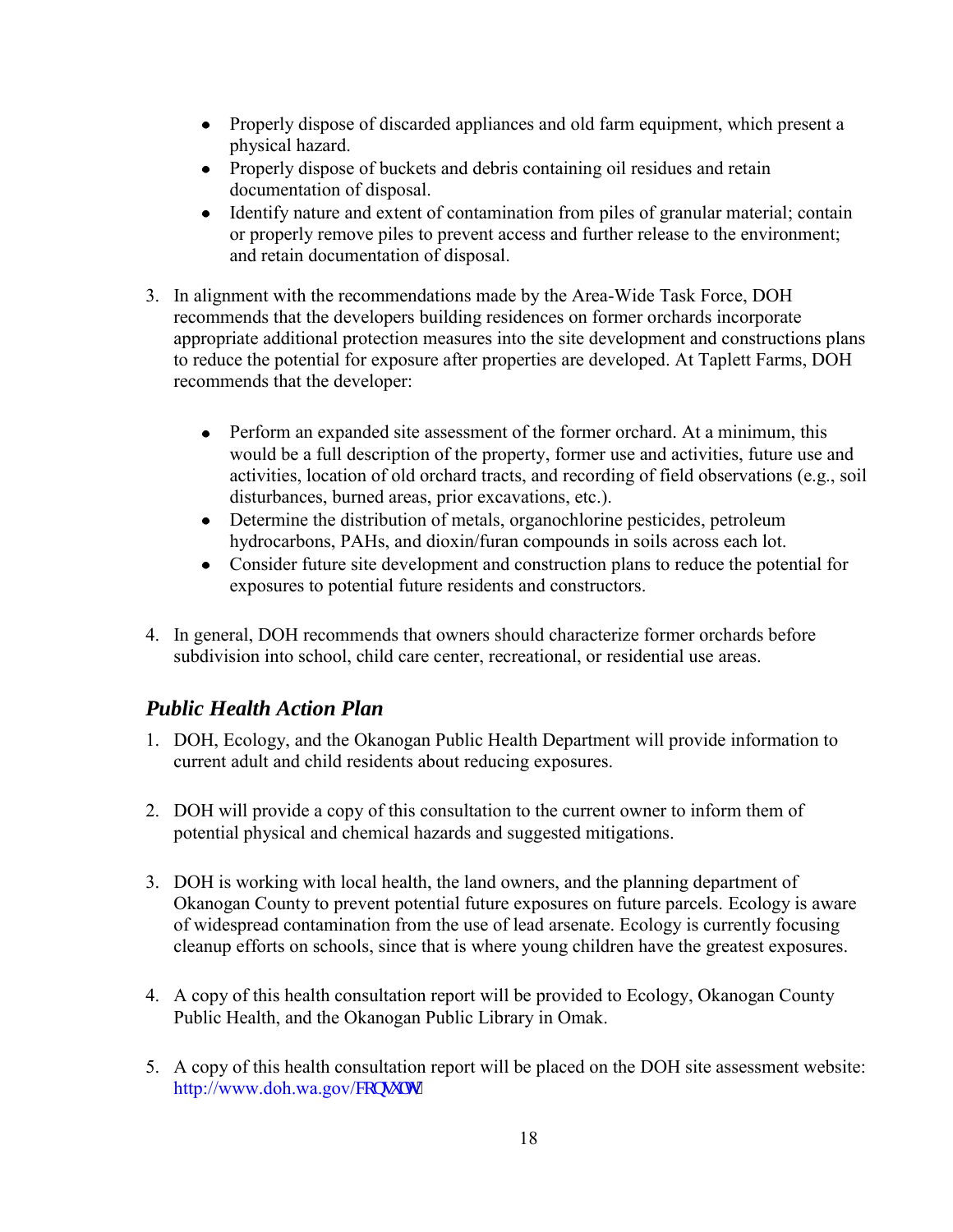- Properly dispose of discarded appliances and old farm equipment, which present a physical hazard.
- Properly dispose of buckets and debris containing oil residues and retain documentation of disposal.
- Identify nature and extent of contamination from piles of granular material; contain or properly remove piles to prevent access and further release to the environment; and retain documentation of disposal.

3. In alignment with the recommendations made by the Area-Wide Task Force, DOH recommends that the developers building residences on former orchards incorporate appropriate additional protection measures into the site development and constructions plans to reduce the potential for exposure after properties are developed. At Taplett Farms, DOH recommends that the developer:

   - Perform an expanded site assessment of the former orchard. At a minimum, this would be a full description of the property, former use and activities, future use and activities, location of old orchard tracts, and recording of field observations (e.g., soil disturbances, burned areas, prior excavations, etc.).
   - Determine the distribution of metals, organochlorine pesticides, petroleum hydrocarbons, PAHs, and dioxin/furan compounds in soils across each lot.
   - Consider future site development and construction plans to reduce the potential for exposures to potential future residents and constructors.

4. In general, DOH recommends that owners should characterize former orchards before subdivision into school, child care center, recreational, or residential use areas.

## *Public Health Action Plan*

1. DOH, Ecology, and the Okanogan Public Health Department will provide information to current adult and child residents about reducing exposures.

2. DOH will provide a copy of this consultation to the current owner to inform them of potential physical and chemical hazards and suggested mitigations.

3. DOH is working with local health, the land owners, and the planning department of Okanogan County to prevent potential future exposures on future parcels. Ecology is aware of widespread contamination from the use of lead arsenate. Ecology is currently focusing cleanup efforts on schools, since that is where young children have the greatest exposures.

4. A copy of this health consultation report will be provided to Ecology, Okanogan County Public Health, and the Okanogan Public Library in Omak.

5. A copy of this health consultation report will be placed on the DOH site assessment website: http://www.doh.wa.gov/FRQVXOW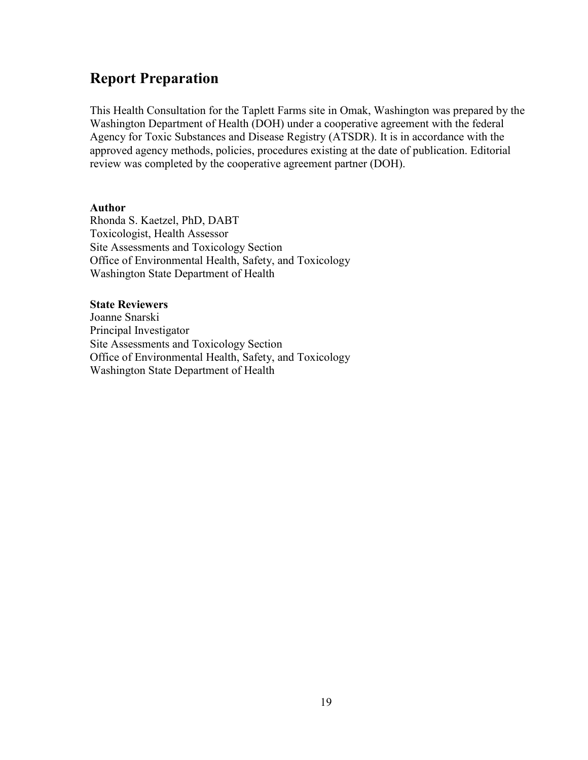## Report Preparation

This Health Consultation for the Taplett Farms site in Omak, Washington was prepared by the Washington Department of Health (DOH) under a cooperative agreement with the federal Agency for Toxic Substances and Disease Registry (ATSDR). It is in accordance with the approved agency methods, policies, procedures existing at the date of publication. Editorial review was completed by the cooperative agreement partner (DOH).

**Author**
Rhonda S. Kaetzel, PhD, DABT
Toxicologist, Health Assessor
Site Assessments and Toxicology Section
Office of Environmental Health, Safety, and Toxicology
Washington State Department of Health

**State Reviewers**
Joanne Snarski
Principal Investigator
Site Assessments and Toxicology Section
Office of Environmental Health, Safety, and Toxicology
Washington State Department of Health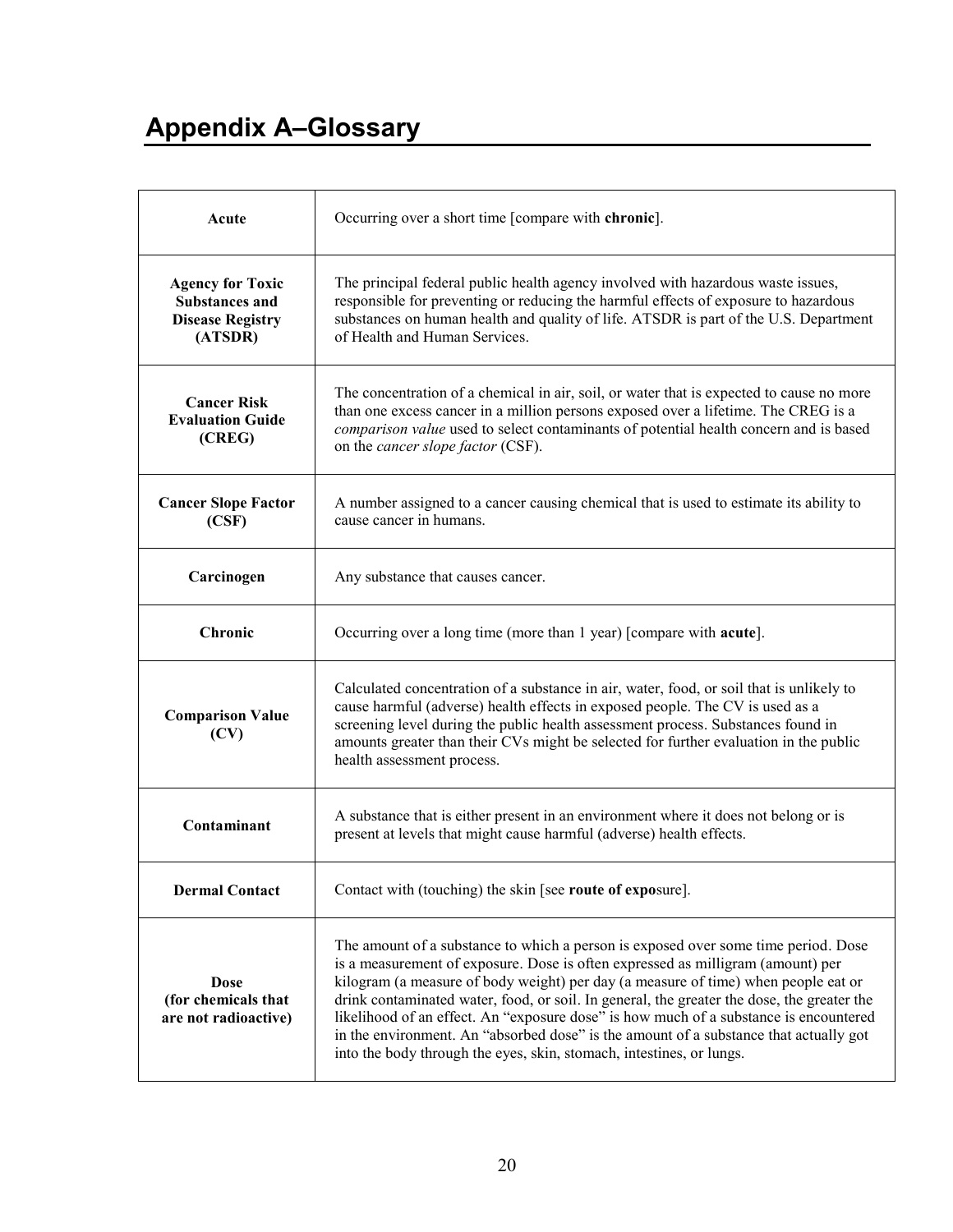# Appendix A–Glossary

| | |
|---|---|
| **Acute** | Occurring over a short time [compare with **chronic**]. |
| **Agency for Toxic Substances and Disease Registry (ATSDR)** | The principal federal public health agency involved with hazardous waste issues, responsible for preventing or reducing the harmful effects of exposure to hazardous substances on human health and quality of life. ATSDR is part of the U.S. Department of Health and Human Services. |
| **Cancer Risk Evaluation Guide (CREG)** | The concentration of a chemical in air, soil, or water that is expected to cause no more than one excess cancer in a million persons exposed over a lifetime. The CREG is a *comparison value* used to select contaminants of potential health concern and is based on the *cancer slope factor* (CSF). |
| **Cancer Slope Factor (CSF)** | A number assigned to a cancer causing chemical that is used to estimate its ability to cause cancer in humans. |
| **Carcinogen** | Any substance that causes cancer. |
| **Chronic** | Occurring over a long time (more than 1 year) [compare with **acute**]. |
| **Comparison Value (CV)** | Calculated concentration of a substance in air, water, food, or soil that is unlikely to cause harmful (adverse) health effects in exposed people. The CV is used as a screening level during the public health assessment process. Substances found in amounts greater than their CVs might be selected for further evaluation in the public health assessment process. |
| **Contaminant** | A substance that is either present in an environment where it does not belong or is present at levels that might cause harmful (adverse) health effects. |
| **Dermal Contact** | Contact with (touching) the skin [see **route of exposure**]. |
| **Dose (for chemicals that are not radioactive)** | The amount of a substance to which a person is exposed over some time period. Dose is a measurement of exposure. Dose is often expressed as milligram (amount) per kilogram (a measure of body weight) per day (a measure of time) when people eat or drink contaminated water, food, or soil. In general, the greater the dose, the greater the likelihood of an effect. An "exposure dose" is how much of a substance is encountered in the environment. An "absorbed dose" is the amount of a substance that actually got into the body through the eyes, skin, stomach, intestines, or lungs. |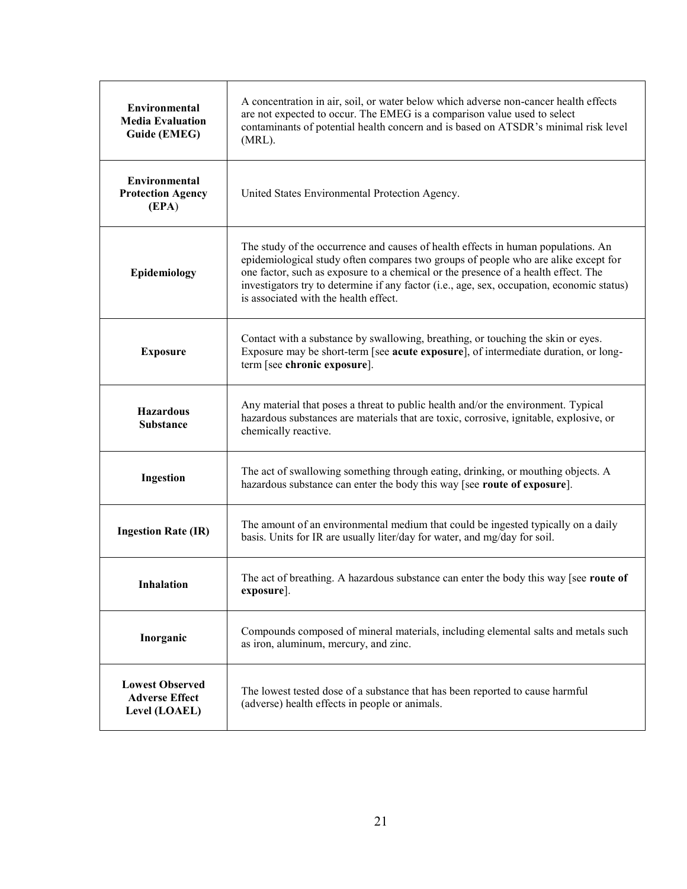| | |
|---|---|
| **Environmental Media Evaluation Guide (EMEG)** | A concentration in air, soil, or water below which adverse non-cancer health effects are not expected to occur. The EMEG is a comparison value used to select contaminants of potential health concern and is based on ATSDR's minimal risk level (MRL). |
| **Environmental Protection Agency (EPA)** | United States Environmental Protection Agency. |
| **Epidemiology** | The study of the occurrence and causes of health effects in human populations. An epidemiological study often compares two groups of people who are alike except for one factor, such as exposure to a chemical or the presence of a health effect. The investigators try to determine if any factor (i.e., age, sex, occupation, economic status) is associated with the health effect. |
| **Exposure** | Contact with a substance by swallowing, breathing, or touching the skin or eyes. Exposure may be short-term [see **acute exposure**], of intermediate duration, or long-term [see **chronic exposure**]. |
| **Hazardous Substance** | Any material that poses a threat to public health and/or the environment. Typical hazardous substances are materials that are toxic, corrosive, ignitable, explosive, or chemically reactive. |
| **Ingestion** | The act of swallowing something through eating, drinking, or mouthing objects. A hazardous substance can enter the body this way [see **route of exposure**]. |
| **Ingestion Rate (IR)** | The amount of an environmental medium that could be ingested typically on a daily basis. Units for IR are usually liter/day for water, and mg/day for soil. |
| **Inhalation** | The act of breathing. A hazardous substance can enter the body this way [see **route of exposure**]. |
| **Inorganic** | Compounds composed of mineral materials, including elemental salts and metals such as iron, aluminum, mercury, and zinc. |
| **Lowest Observed Adverse Effect Level (LOAEL)** | The lowest tested dose of a substance that has been reported to cause harmful (adverse) health effects in people or animals. |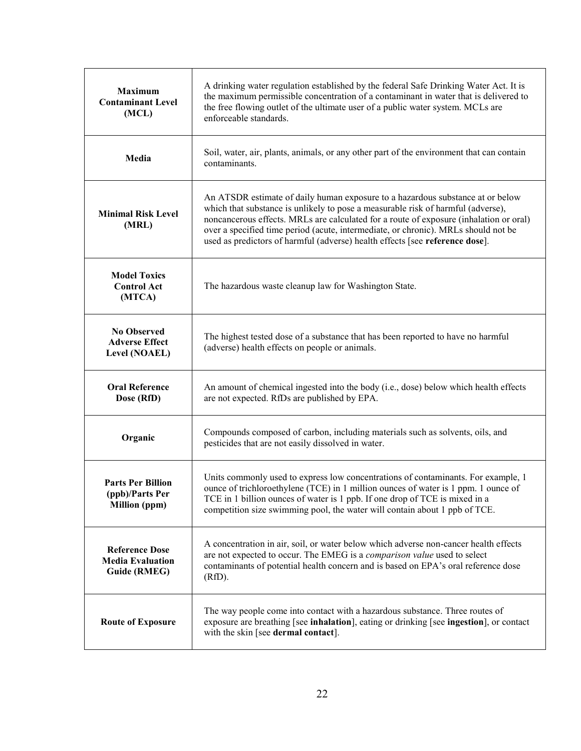| | |
|---|---|
| **Maximum Contaminant Level (MCL)** | A drinking water regulation established by the federal Safe Drinking Water Act. It is the maximum permissible concentration of a contaminant in water that is delivered to the free flowing outlet of the ultimate user of a public water system. MCLs are enforceable standards. |
| **Media** | Soil, water, air, plants, animals, or any other part of the environment that can contain contaminants. |
| **Minimal Risk Level (MRL)** | An ATSDR estimate of daily human exposure to a hazardous substance at or below which that substance is unlikely to pose a measurable risk of harmful (adverse), noncancerous effects. MRLs are calculated for a route of exposure (inhalation or oral) over a specified time period (acute, intermediate, or chronic). MRLs should not be used as predictors of harmful (adverse) health effects [see **reference dose**]. |
| **Model Toxics Control Act (MTCA)** | The hazardous waste cleanup law for Washington State. |
| **No Observed Adverse Effect Level (NOAEL)** | The highest tested dose of a substance that has been reported to have no harmful (adverse) health effects on people or animals. |
| **Oral Reference Dose (RfD)** | An amount of chemical ingested into the body (i.e., dose) below which health effects are not expected. RfDs are published by EPA. |
| **Organic** | Compounds composed of carbon, including materials such as solvents, oils, and pesticides that are not easily dissolved in water. |
| **Parts Per Billion (ppb)/Parts Per Million (ppm)** | Units commonly used to express low concentrations of contaminants. For example, 1 ounce of trichloroethylene (TCE) in 1 million ounces of water is 1 ppm. 1 ounce of TCE in 1 billion ounces of water is 1 ppb. If one drop of TCE is mixed in a competition size swimming pool, the water will contain about 1 ppb of TCE. |
| **Reference Dose Media Evaluation Guide (RMEG)** | A concentration in air, soil, or water below which adverse non-cancer health effects are not expected to occur. The EMEG is a *comparison value* used to select contaminants of potential health concern and is based on EPA's oral reference dose (RfD). |
| **Route of Exposure** | The way people come into contact with a hazardous substance. Three routes of exposure are breathing [see **inhalation**], eating or drinking [see **ingestion**], or contact with the skin [see **dermal contact**]. |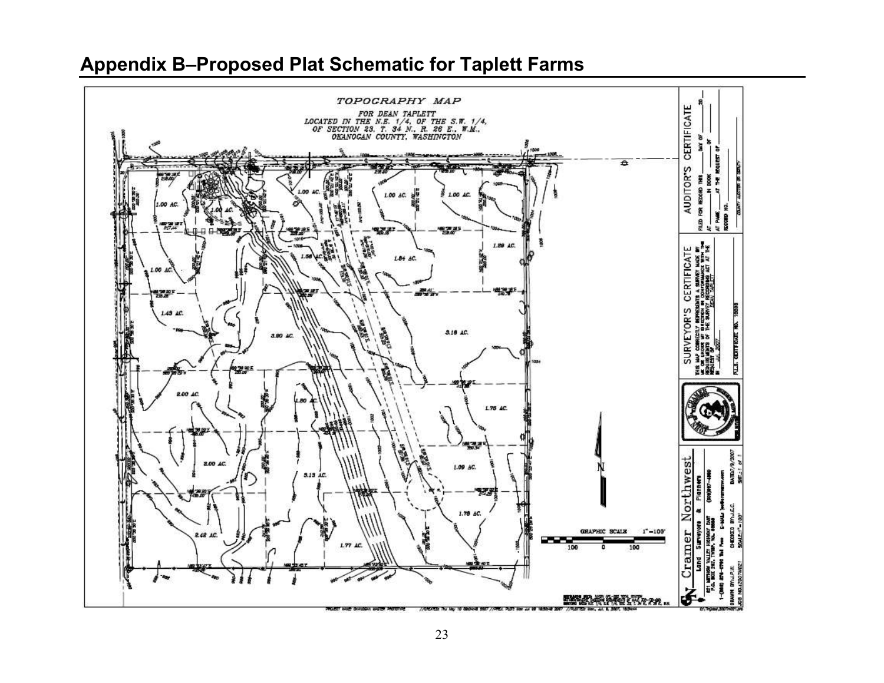## Appendix B–Proposed Plat Schematic for Taplett Farms

TOPOGRAPHY MAP

FOR DEAN TAPLETT
LOCATED IN THE N.E. 1/4, OF THE S.W. 1/4,
OF SECTION 23, T. 34 N., R. 26 E., W.M.,
OKANOGAN COUNTY, WASHINGTON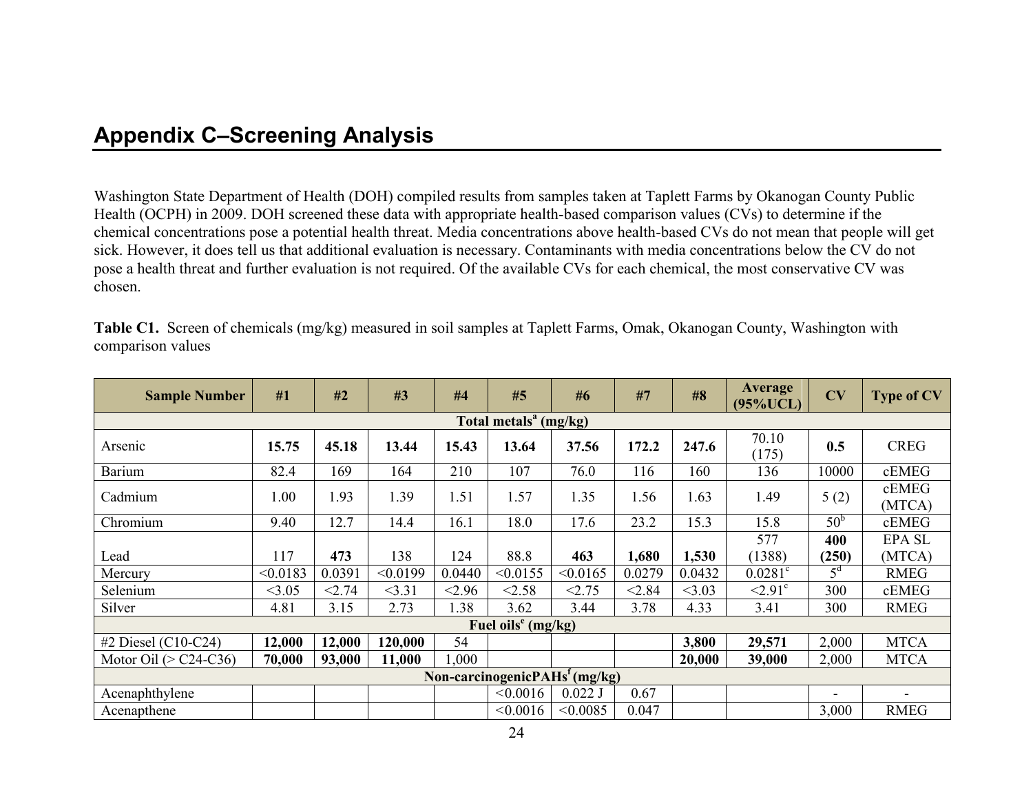## Appendix C–Screening Analysis

Washington State Department of Health (DOH) compiled results from samples taken at Taplett Farms by Okanogan County Public Health (OCPH) in 2009. DOH screened these data with appropriate health-based comparison values (CVs) to determine if the chemical concentrations pose a potential health threat. Media concentrations above health-based CVs do not mean that people will get sick. However, it does tell us that additional evaluation is necessary. Contaminants with media concentrations below the CV do not pose a health threat and further evaluation is not required. Of the available CVs for each chemical, the most conservative CV was chosen.

**Table C1.** Screen of chemicals (mg/kg) measured in soil samples at Taplett Farms, Omak, Okanogan County, Washington with comparison values

| Sample Number | #1 | #2 | #3 | #4 | #5 | #6 | #7 | #8 | Average (95%UCL) | CV | Type of CV |
|---|---|---|---|---|---|---|---|---|---|---|---|
| **Total metals[a] (mg/kg)** | | | | | | | | | | | |
| Arsenic | **15.75** | **45.18** | **13.44** | **15.43** | **13.64** | **37.56** | **172.2** | **247.6** | 70.10 (175) | **0.5** | CREG |
| Barium | 82.4 | 169 | 164 | 210 | 107 | 76.0 | 116 | 160 | 136 | 10000 | cEMEG |
| Cadmium | 1.00 | 1.93 | 1.39 | 1.51 | 1.57 | 1.35 | 1.56 | 1.63 | 1.49 | 5 (2) | cEMEG (MTCA) |
| Chromium | 9.40 | 12.7 | 14.4 | 16.1 | 18.0 | 17.6 | 23.2 | 15.3 | 15.8 | 50[b] | cEMEG |
| Lead | 117 | **473** | 138 | 124 | 88.8 | **463** | **1,680** | **1,530** | 577 (1388) | **400 (250)** | EPA SL (MTCA) |
| Mercury | <0.0183 | 0.0391 | <0.0199 | 0.0440 | <0.0155 | <0.0165 | 0.0279 | 0.0432 | 0.0281[c] | 5[d] | RMEG |
| Selenium | <3.05 | <2.74 | <3.31 | <2.96 | <2.58 | <2.75 | <2.84 | <3.03 | <2.91[c] | 300 | cEMEG |
| Silver | 4.81 | 3.15 | 2.73 | 1.38 | 3.62 | 3.44 | 3.78 | 4.33 | 3.41 | 300 | RMEG |
| **Fuel oils[e] (mg/kg)** | | | | | | | | | | | |
| #2 Diesel (C10-C24) | **12,000** | **12,000** | **120,000** | 54 | | | | **3,800** | **29,571** | 2,000 | MTCA |
| Motor Oil (> C24-C36) | **70,000** | **93,000** | **11,000** | 1,000 | | | | **20,000** | **39,000** | 2,000 | MTCA |
| **Non-carcinogenicPAHs[f] (mg/kg)** | | | | | | | | | | | |
| Acenaphthylene | | | | | <0.0016 | 0.022 J | 0.67 | | | - | - |
| Acenapthene | | | | | <0.0016 | <0.0085 | 0.047 | | | 3,000 | RMEG |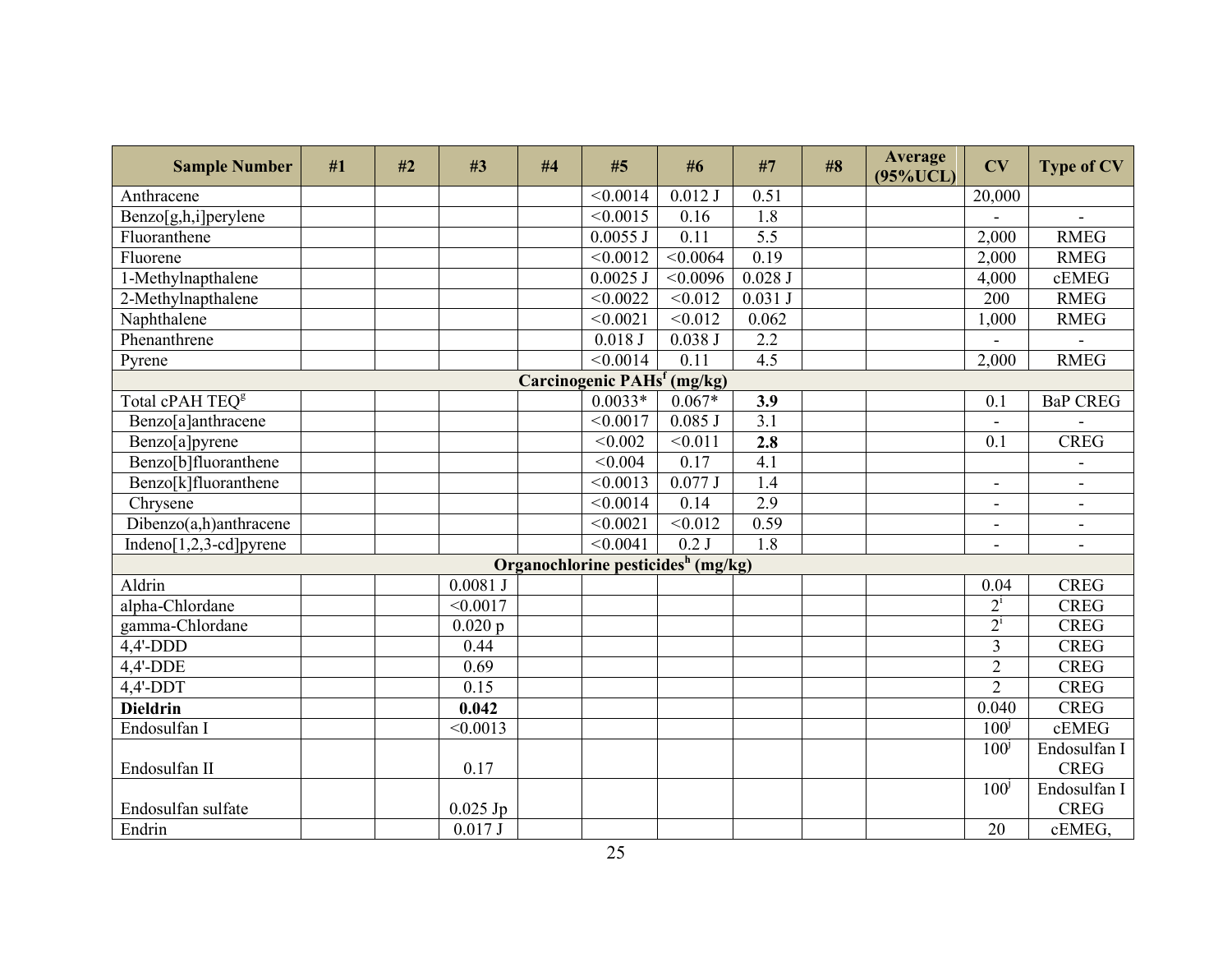| Sample Number | #1 | #2 | #3 | #4 | #5 | #6 | #7 | #8 | Average (95%UCL) | CV | Type of CV |
|---|---|---|---|---|---|---|---|---|---|---|---|
| Anthracene | | | | | <0.0014 | 0.012 J | 0.51 | | | 20,000 | |
| Benzo[g,h,i]perylene | | | | | <0.0015 | 0.16 | 1.8 | | | - | - |
| Fluoranthene | | | | | 0.0055 J | 0.11 | 5.5 | | | 2,000 | RMEG |
| Fluorene | | | | | <0.0012 | <0.0064 | 0.19 | | | 2,000 | RMEG |
| 1-Methylnapthalene | | | | | 0.0025 J | <0.0096 | 0.028 J | | | 4,000 | cEMEG |
| 2-Methylnapthalene | | | | | <0.0022 | <0.012 | 0.031 J | | | 200 | RMEG |
| Naphthalene | | | | | <0.0021 | <0.012 | 0.062 | | | 1,000 | RMEG |
| Phenanthrene | | | | | 0.018 J | 0.038 J | 2.2 | | | - | - |
| Pyrene | | | | | <0.0014 | 0.11 | 4.5 | | | 2,000 | RMEG |
| **Carcinogenic PAHs[f] (mg/kg)** | | | | | | | | | | | |
| Total cPAH TEQ[g] | | | | | 0.0033* | 0.067* | **3.9** | | | 0.1 | BaP CREG |
| Benzo[a]anthracene | | | | | <0.0017 | 0.085 J | 3.1 | | | - | - |
| Benzo[a]pyrene | | | | | <0.002 | <0.011 | **2.8** | | | 0.1 | CREG |
| Benzo[b]fluoranthene | | | | | <0.004 | 0.17 | 4.1 | | | | - |
| Benzo[k]fluoranthene | | | | | <0.0013 | 0.077 J | 1.4 | | | - | - |
| Chrysene | | | | | <0.0014 | 0.14 | 2.9 | | | - | - |
| Dibenzo(a,h)anthracene | | | | | <0.0021 | <0.012 | 0.59 | | | - | - |
| Indeno[1,2,3-cd]pyrene | | | | | <0.0041 | 0.2 J | 1.8 | | | - | - |
| **Organochlorine pesticides[h] (mg/kg)** | | | | | | | | | | | |
| Aldrin | | | 0.0081 J | | | | | | | 0.04 | CREG |
| alpha-Chlordane | | | <0.0017 | | | | | | | 2[i] | CREG |
| gamma-Chlordane | | | 0.020 p | | | | | | | 2[i] | CREG |
| 4,4'-DDD | | | 0.44 | | | | | | | 3 | CREG |
| 4,4'-DDE | | | 0.69 | | | | | | | 2 | CREG |
| 4,4'-DDT | | | 0.15 | | | | | | | 2 | CREG |
| **Dieldrin** | | | **0.042** | | | | | | | 0.040 | CREG |
| Endosulfan I | | | <0.0013 | | | | | | | 100[j] | cEMEG |
| Endosulfan II | | | 0.17 | | | | | | | 100[j] | Endosulfan I CREG |
| Endosulfan sulfate | | | 0.025 Jp | | | | | | | 100[j] | Endosulfan I CREG |
| Endrin | | | 0.017 J | | | | | | | 20 | cEMEG, |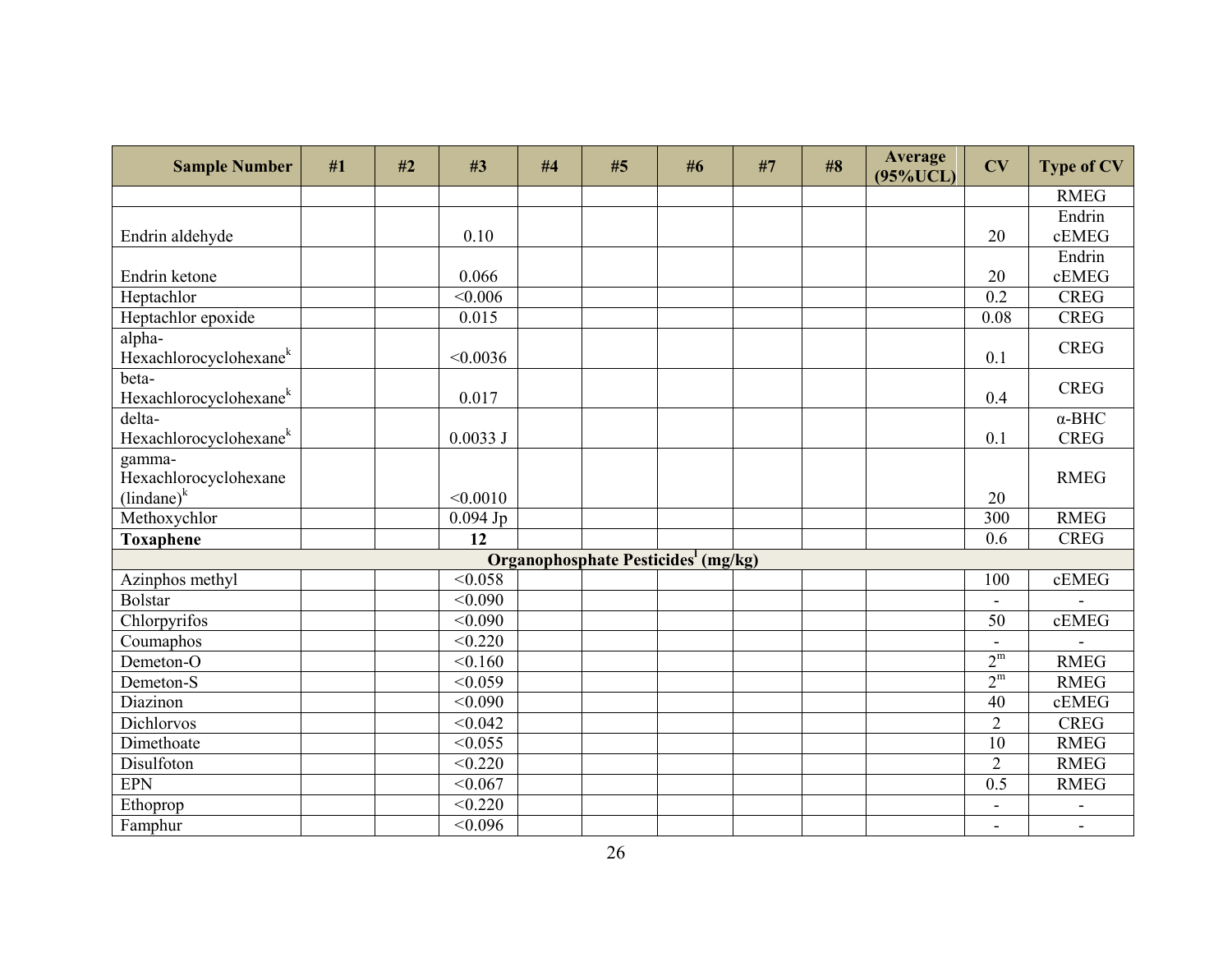| Sample Number | #1 | #2 | #3 | #4 | #5 | #6 | #7 | #8 | Average (95%UCL) | CV | Type of CV |
|---|---|---|---|---|---|---|---|---|---|---|---|
| | | | | | | | | | | | RMEG |
| Endrin aldehyde | | | 0.10 | | | | | | | 20 | Endrin cEMEG |
| Endrin ketone | | | 0.066 | | | | | | | 20 | Endrin cEMEG |
| Heptachlor | | | <0.006 | | | | | | | 0.2 | CREG |
| Heptachlor epoxide | | | 0.015 | | | | | | | 0.08 | CREG |
| alpha-Hexachlorocyclohexane[k] | | | <0.0036 | | | | | | | 0.1 | CREG |
| beta-Hexachlorocyclohexane[k] | | | 0.017 | | | | | | | 0.4 | CREG |
| delta-Hexachlorocyclohexane[k] | | | 0.0033 J | | | | | | | 0.1 | α-BHC CREG |
| gamma-Hexachlorocyclohexane (lindane)[k] | | | <0.0010 | | | | | | | 20 | RMEG |
| Methoxychlor | | | 0.094 Jp | | | | | | | 300 | RMEG |
| **Toxaphene** | | | **12** | | | | | | | 0.6 | CREG |
| **Organophosphate Pesticides[l] (mg/kg)** | | | | | | | | | | | |
| Azinphos methyl | | | <0.058 | | | | | | | 100 | cEMEG |
| Bolstar | | | <0.090 | | | | | | | - | - |
| Chlorpyrifos | | | <0.090 | | | | | | | 50 | cEMEG |
| Coumaphos | | | <0.220 | | | | | | | - | - |
| Demeton-O | | | <0.160 | | | | | | | 2[m] | RMEG |
| Demeton-S | | | <0.059 | | | | | | | 2[m] | RMEG |
| Diazinon | | | <0.090 | | | | | | | 40 | cEMEG |
| Dichlorvos | | | <0.042 | | | | | | | 2 | CREG |
| Dimethoate | | | <0.055 | | | | | | | 10 | RMEG |
| Disulfoton | | | <0.220 | | | | | | | 2 | RMEG |
| EPN | | | <0.067 | | | | | | | 0.5 | RMEG |
| Ethoprop | | | <0.220 | | | | | | | - | - |
| Famphur | | | <0.096 | | | | | | | - | - |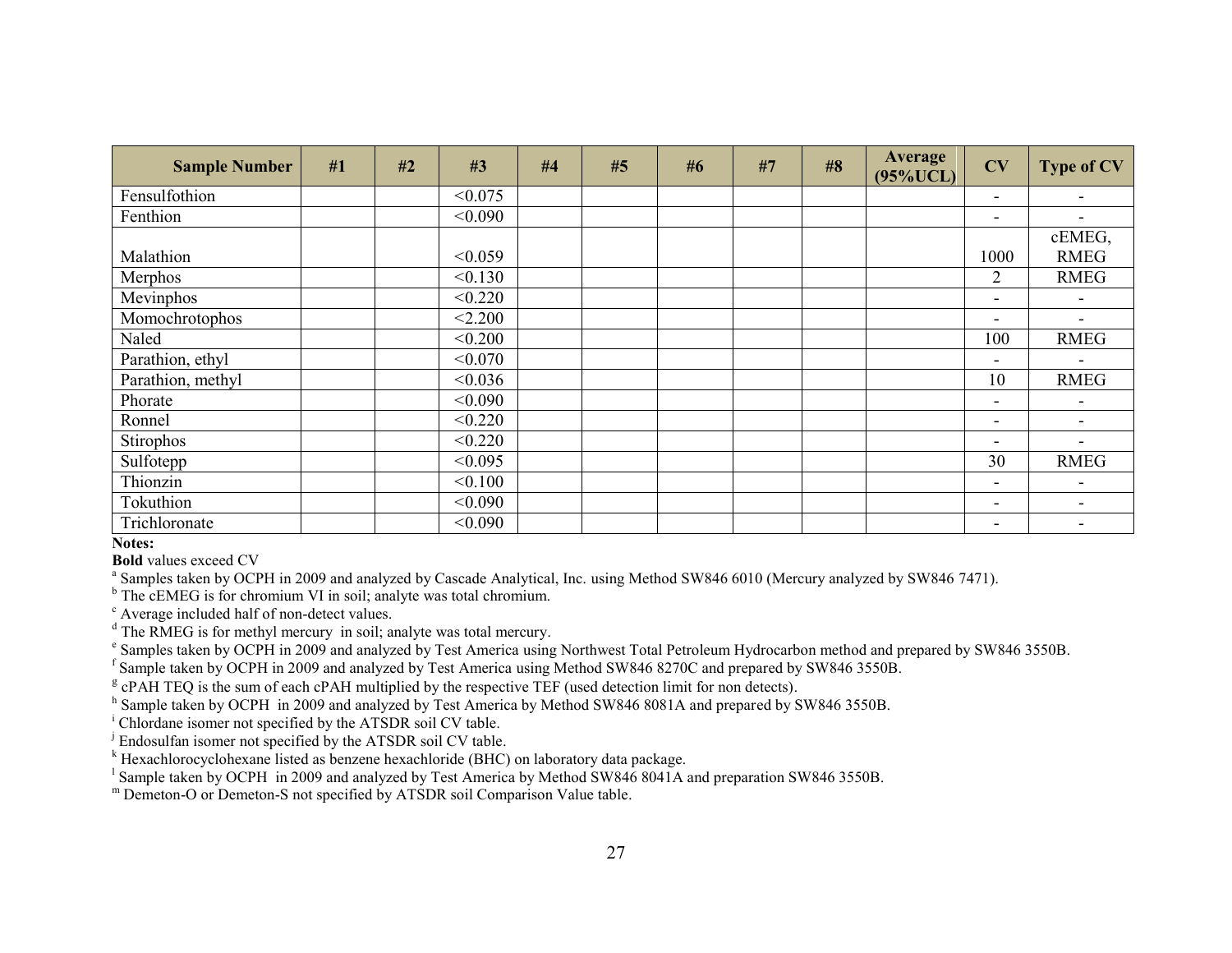| Sample Number | #1 | #2 | #3 | #4 | #5 | #6 | #7 | #8 | Average (95%UCL) | CV | Type of CV |
|---|---|---|---|---|---|---|---|---|---|---|---|
| Fensulfothion | | | <0.075 | | | | | | | - | - |
| Fenthion | | | <0.090 | | | | | | | - | - |
| Malathion | | | <0.059 | | | | | | | 1000 | cEMEG, RMEG |
| Merphos | | | <0.130 | | | | | | | 2 | RMEG |
| Mevinphos | | | <0.220 | | | | | | | - | - |
| Momochrotophos | | | <2.200 | | | | | | | - | - |
| Naled | | | <0.200 | | | | | | | 100 | RMEG |
| Parathion, ethyl | | | <0.070 | | | | | | | - | - |
| Parathion, methyl | | | <0.036 | | | | | | | 10 | RMEG |
| Phorate | | | <0.090 | | | | | | | - | - |
| Ronnel | | | <0.220 | | | | | | | - | - |
| Stirophos | | | <0.220 | | | | | | | - | - |
| Sulfotepp | | | <0.095 | | | | | | | 30 | RMEG |
| Thionzin | | | <0.100 | | | | | | | - | - |
| Tokuthion | | | <0.090 | | | | | | | - | - |
| Trichloronate | | | <0.090 | | | | | | | - | - |

**Notes:**

**Bold** values exceed CV

[a] Samples taken by OCPH in 2009 and analyzed by Cascade Analytical, Inc. using Method SW846 6010 (Mercury analyzed by SW846 7471).

[b] The cEMEG is for chromium VI in soil; analyte was total chromium.

[c] Average included half of non-detect values.

[d] The RMEG is for methyl mercury in soil; analyte was total mercury.

[e] Samples taken by OCPH in 2009 and analyzed by Test America using Northwest Total Petroleum Hydrocarbon method and prepared by SW846 3550B.

[f] Sample taken by OCPH in 2009 and analyzed by Test America using Method SW846 8270C and prepared by SW846 3550B.

[g] cPAH TEQ is the sum of each cPAH multiplied by the respective TEF (used detection limit for non detects).

[h] Sample taken by OCPH in 2009 and analyzed by Test America by Method SW846 8081A and prepared by SW846 3550B.

[i] Chlordane isomer not specified by the ATSDR soil CV table.

[j] Endosulfan isomer not specified by the ATSDR soil CV table.

[k] Hexachlorocyclohexane listed as benzene hexachloride (BHC) on laboratory data package.

[l] Sample taken by OCPH in 2009 and analyzed by Test America by Method SW846 8041A and preparation SW846 3550B.

[m] Demeton-O or Demeton-S not specified by ATSDR soil Comparison Value table.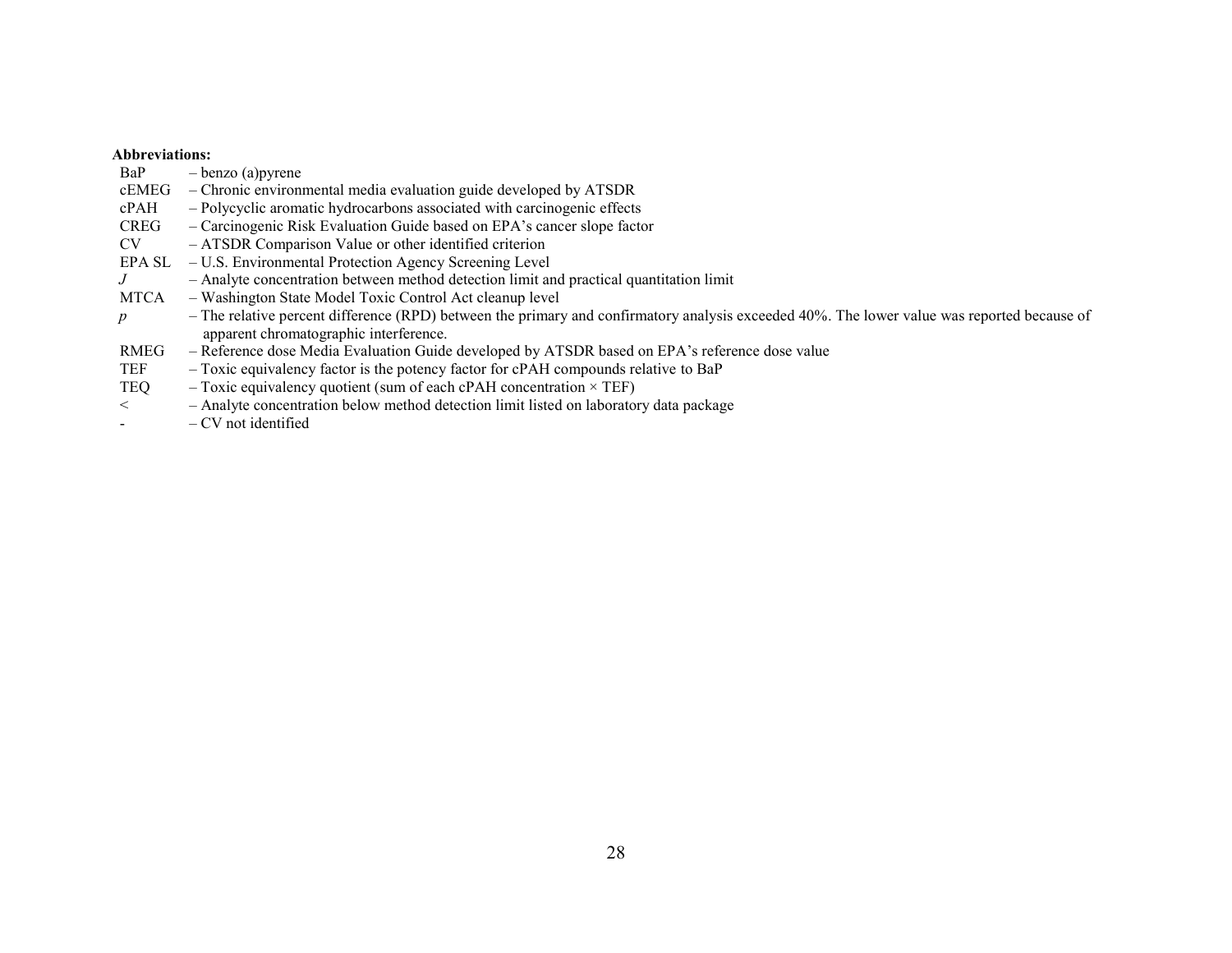**Abbreviations:**

| | |
|---|---|
| BaP | – benzo (a)pyrene |
| cEMEG | – Chronic environmental media evaluation guide developed by ATSDR |
| cPAH | – Polycyclic aromatic hydrocarbons associated with carcinogenic effects |
| CREG | – Carcinogenic Risk Evaluation Guide based on EPA's cancer slope factor |
| CV | – ATSDR Comparison Value or other identified criterion |
| EPA SL | – U.S. Environmental Protection Agency Screening Level |
| *J* | – Analyte concentration between method detection limit and practical quantitation limit |
| MTCA | – Washington State Model Toxic Control Act cleanup level |
| *p* | – The relative percent difference (RPD) between the primary and confirmatory analysis exceeded 40%. The lower value was reported because of apparent chromatographic interference. |
| RMEG | – Reference dose Media Evaluation Guide developed by ATSDR based on EPA's reference dose value |
| TEF | – Toxic equivalency factor is the potency factor for cPAH compounds relative to BaP |
| TEQ | – Toxic equivalency quotient (sum of each cPAH concentration × TEF) |
| < | – Analyte concentration below method detection limit listed on laboratory data package |
| - | – CV not identified |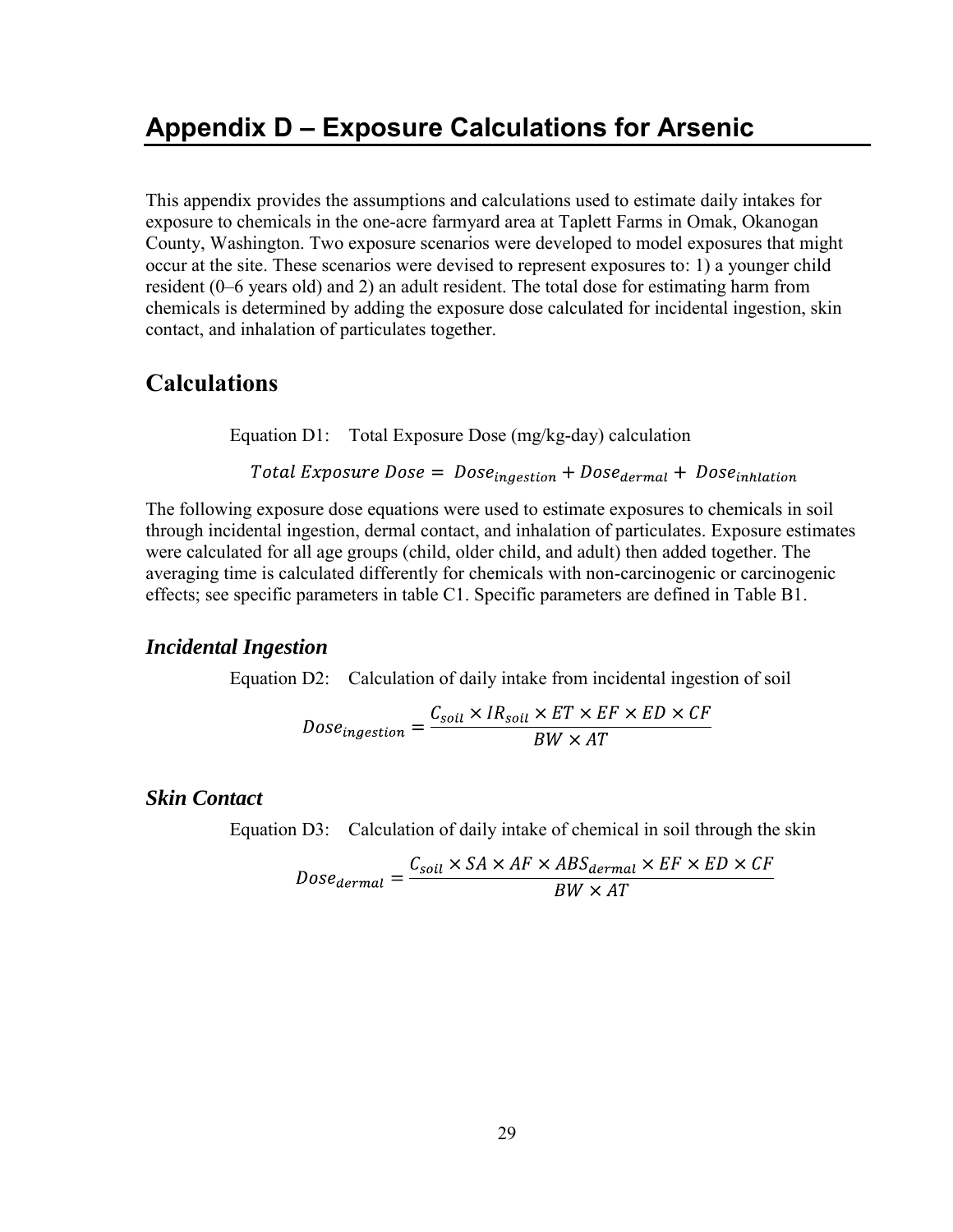# Appendix D – Exposure Calculations for Arsenic

This appendix provides the assumptions and calculations used to estimate daily intakes for exposure to chemicals in the one-acre farmyard area at Taplett Farms in Omak, Okanogan County, Washington. Two exposure scenarios were developed to model exposures that might occur at the site. These scenarios were devised to represent exposures to: 1) a younger child resident (0–6 years old) and 2) an adult resident. The total dose for estimating harm from chemicals is determined by adding the exposure dose calculated for incidental ingestion, skin contact, and inhalation of particulates together.

## Calculations

Equation D1: Total Exposure Dose (mg/kg-day) calculation

$$Total\ Exposure\ Dose = Dose_{ingestion} + Dose_{dermal} + Dose_{inhlation}$$

The following exposure dose equations were used to estimate exposures to chemicals in soil through incidental ingestion, dermal contact, and inhalation of particulates. Exposure estimates were calculated for all age groups (child, older child, and adult) then added together. The averaging time is calculated differently for chemicals with non-carcinogenic or carcinogenic effects; see specific parameters in table C1. Specific parameters are defined in Table B1.

### *Incidental Ingestion*

Equation D2: Calculation of daily intake from incidental ingestion of soil

$$Dose_{ingestion} = \frac{C_{soil} \times IR_{soil} \times ET \times EF \times ED \times CF}{BW \times AT}$$

### *Skin Contact*

Equation D3: Calculation of daily intake of chemical in soil through the skin

$$Dose_{dermal} = \frac{C_{soil} \times SA \times AF \times ABS_{dermal} \times EF \times ED \times CF}{BW \times AT}$$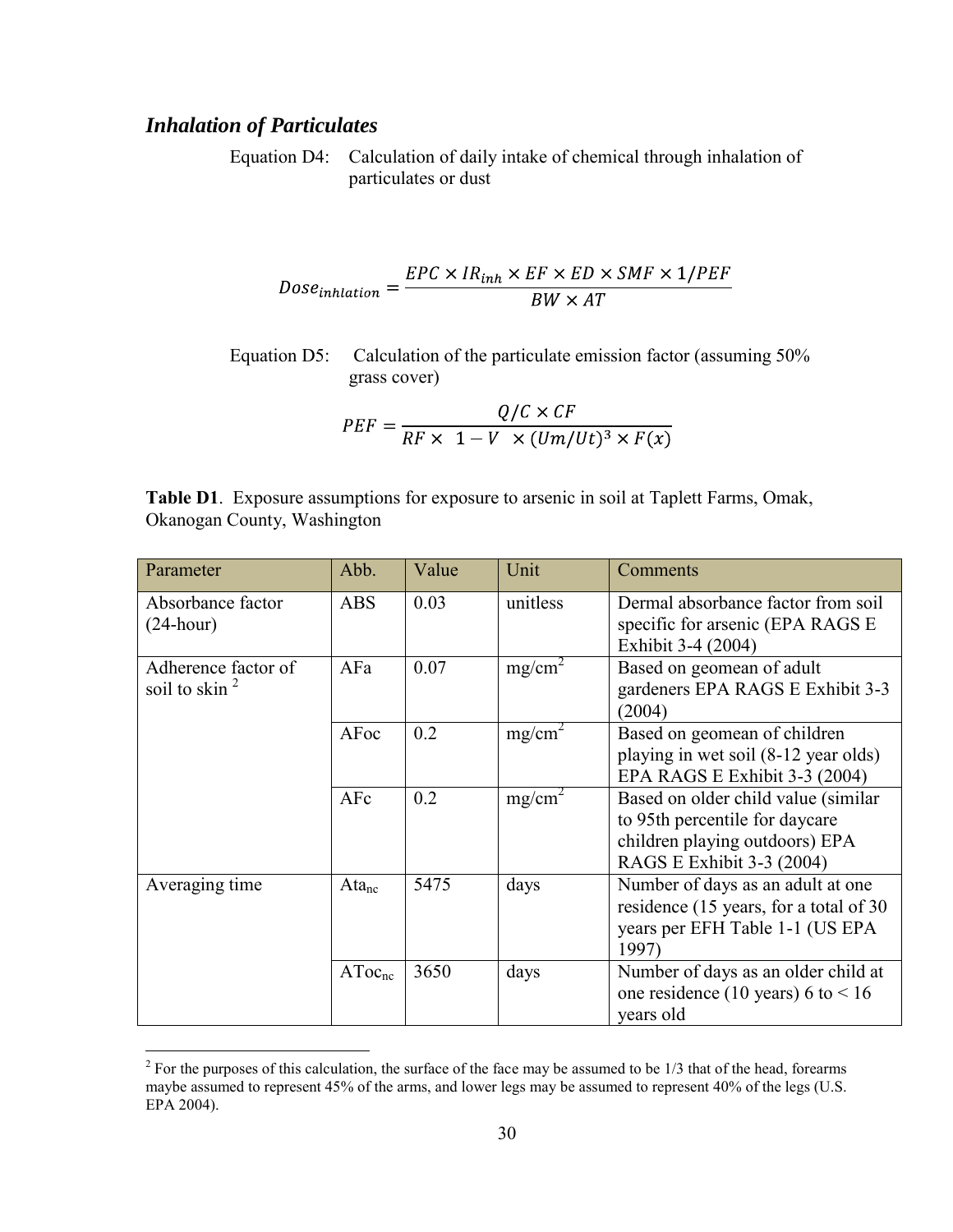### *Inhalation of Particulates*

Equation D4: Calculation of daily intake of chemical through inhalation of particulates or dust

$$Dose_{inhlation} = \frac{EPC \times IR_{inh} \times EF \times ED \times SMF \times 1/PEF}{BW \times AT}$$

Equation D5: Calculation of the particulate emission factor (assuming 50% grass cover)

$$PEF = \frac{Q/C \times CF}{RF \times \ 1 - V \ \times (Um/Ut)^3 \times F(x)}$$

**Table D1**. Exposure assumptions for exposure to arsenic in soil at Taplett Farms, Omak, Okanogan County, Washington

| Parameter | Abb. | Value | Unit | Comments |
|---|---|---|---|---|
| Absorbance factor (24-hour) | ABS | 0.03 | unitless | Dermal absorbance factor from soil specific for arsenic (EPA RAGS E Exhibit 3-4 (2004) |
| Adherence factor of soil to skin [2] | AFa | 0.07 | $mg/cm^2$ | Based on geomean of adult gardeners EPA RAGS E Exhibit 3-3 (2004) |
| | AFoc | 0.2 | $mg/cm^2$ | Based on geomean of children playing in wet soil (8-12 year olds) EPA RAGS E Exhibit 3-3 (2004) |
| | AFc | 0.2 | $mg/cm^2$ | Based on older child value (similar to 95th percentile for daycare children playing outdoors) EPA RAGS E Exhibit 3-3 (2004) |
| Averaging time | $Ata_{nc}$ | 5475 | days | Number of days as an adult at one residence (15 years, for a total of 30 years per EFH Table 1-1 (US EPA 1997) |
| | $ATocnc$ | 3650 | days | Number of days as an older child at one residence (10 years) 6 to < 16 years old |

[2] For the purposes of this calculation, the surface of the face may be assumed to be 1/3 that of the head, forearms maybe assumed to represent 45% of the arms, and lower legs may be assumed to represent 40% of the legs (U.S. EPA 2004).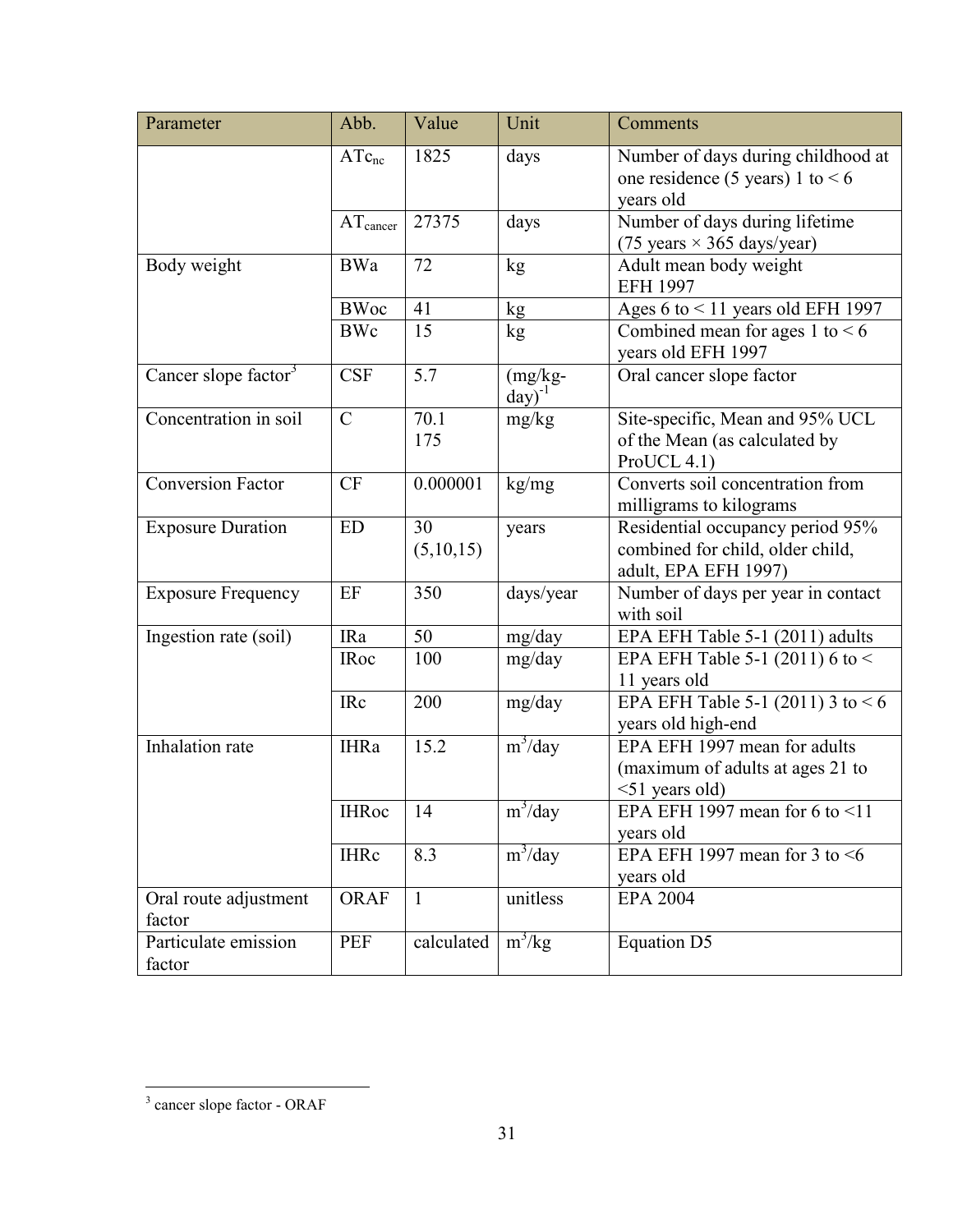| Parameter | Abb. | Value | Unit | Comments |
|---|---|---|---|---|
| | $AT_{c_{nc}}$ | 1825 | days | Number of days during childhood at one residence (5 years) 1 to < 6 years old |
| | $AT_{cancer}$ | 27375 | days | Number of days during lifetime (75 years × 365 days/year) |
| Body weight | BWa | 72 | kg | Adult mean body weight EFH 1997 |
| | BWoc | 41 | kg | Ages 6 to < 11 years old EFH 1997 |
| | BWc | 15 | kg | Combined mean for ages 1 to < 6 years old EFH 1997 |
| Cancer slope factor[3] | CSF | 5.7 | $(mg/kg\text{-}day)^{-1}$ | Oral cancer slope factor |
| Concentration in soil | C | 70.1<br>175 | mg/kg | Site-specific, Mean and 95% UCL of the Mean (as calculated by ProUCL 4.1) |
| Conversion Factor | CF | 0.000001 | kg/mg | Converts soil concentration from milligrams to kilograms |
| Exposure Duration | ED | 30<br>(5,10,15) | years | Residential occupancy period 95% combined for child, older child, adult, EPA EFH 1997) |
| Exposure Frequency | EF | 350 | days/year | Number of days per year in contact with soil |
| Ingestion rate (soil) | IRa | 50 | mg/day | EPA EFH Table 5-1 (2011) adults |
| | IRoc | 100 | mg/day | EPA EFH Table 5-1 (2011) 6 to < 11 years old |
| | IRc | 200 | mg/day | EPA EFH Table 5-1 (2011) 3 to < 6 years old high-end |
| Inhalation rate | IHRa | 15.2 | $m^3/day$ | EPA EFH 1997 mean for adults (maximum of adults at ages 21 to <51 years old) |
| | IHRoc | 14 | $m^3/day$ | EPA EFH 1997 mean for 6 to <11 years old |
| | IHRc | 8.3 | $m^3/day$ | EPA EFH 1997 mean for 3 to <6 years old |
| Oral route adjustment factor | ORAF | 1 | unitless | EPA 2004 |
| Particulate emission factor | PEF | calculated | $m^3/kg$ | Equation D5 |

[3] cancer slope factor - ORAF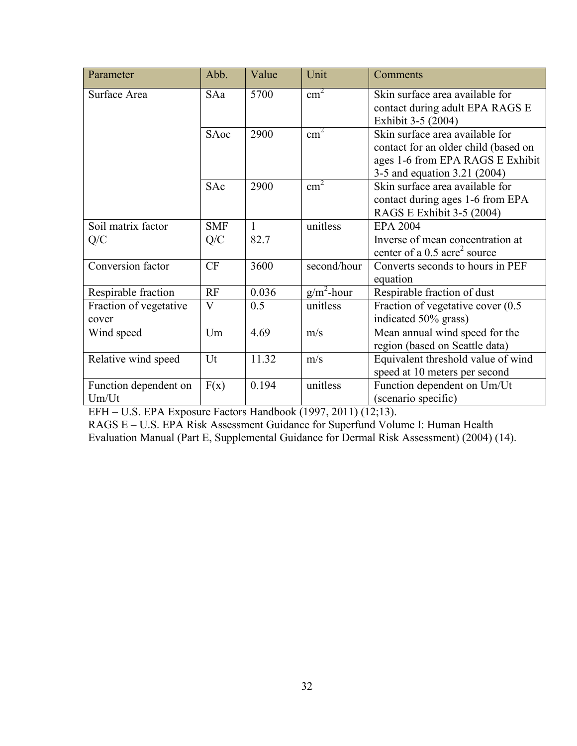| Parameter | Abb. | Value | Unit | Comments |
|---|---|---|---|---|
| Surface Area | SAa | 5700 | $cm^2$ | Skin surface area available for contact during adult EPA RAGS E Exhibit 3-5 (2004) |
| | SAoc | 2900 | $cm^2$ | Skin surface area available for contact for an older child (based on ages 1-6 from EPA RAGS E Exhibit 3-5 and equation 3.21 (2004) |
| | SAc | 2900 | $cm^2$ | Skin surface area available for contact during ages 1-6 from EPA RAGS E Exhibit 3-5 (2004) |
| Soil matrix factor | SMF | 1 | unitless | EPA 2004 |
| Q/C | Q/C | 82.7 | | Inverse of mean concentration at center of a 0.5 $acre^2$ source |
| Conversion factor | CF | 3600 | second/hour | Converts seconds to hours in PEF equation |
| Respirable fraction | RF | 0.036 | $g/m^2$-hour | Respirable fraction of dust |
| Fraction of vegetative cover | V | 0.5 | unitless | Fraction of vegetative cover (0.5 indicated 50% grass) |
| Wind speed | Um | 4.69 | m/s | Mean annual wind speed for the region (based on Seattle data) |
| Relative wind speed | Ut | 11.32 | m/s | Equivalent threshold value of wind speed at 10 meters per second |
| Function dependent on Um/Ut | F(x) | 0.194 | unitless | Function dependent on Um/Ut (scenario specific) |

EFH – U.S. EPA Exposure Factors Handbook (1997, 2011) (12;13).
RAGS E – U.S. EPA Risk Assessment Guidance for Superfund Volume I: Human Health Evaluation Manual (Part E, Supplemental Guidance for Dermal Risk Assessment) (2004) (14).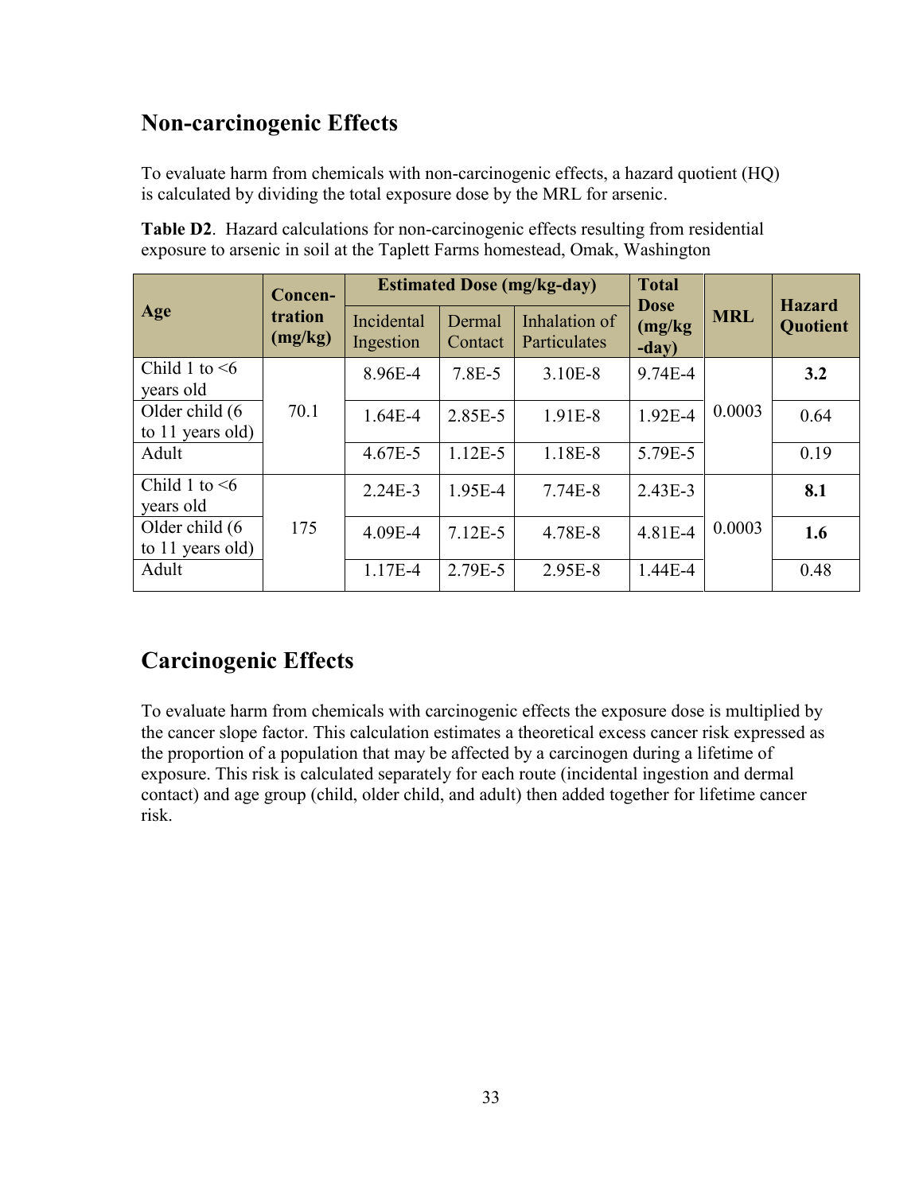## Non-carcinogenic Effects

To evaluate harm from chemicals with non-carcinogenic effects, a hazard quotient (HQ) is calculated by dividing the total exposure dose by the MRL for arsenic.

**Table D2**. Hazard calculations for non-carcinogenic effects resulting from residential exposure to arsenic in soil at the Taplett Farms homestead, Omak, Washington

| Age | Concen-tration (mg/kg) | Estimated Dose (mg/kg-day) | | | Total Dose (mg/kg-day) | MRL | Hazard Quotient |
|---|---|---|---|---|---|---|---|
| | | Incidental Ingestion | Dermal Contact | Inhalation of Particulates | | | |
| Child 1 to <6 years old | 70.1 | 8.96E-4 | 7.8E-5 | 3.10E-8 | 9.74E-4 | 0.0003 | **3.2** |
| Older child (6 to 11 years old) | | 1.64E-4 | 2.85E-5 | 1.91E-8 | 1.92E-4 | | 0.64 |
| Adult | | 4.67E-5 | 1.12E-5 | 1.18E-8 | 5.79E-5 | | 0.19 |
| Child 1 to <6 years old | 175 | 2.24E-3 | 1.95E-4 | 7.74E-8 | 2.43E-3 | 0.0003 | **8.1** |
| Older child (6 to 11 years old) | | 4.09E-4 | 7.12E-5 | 4.78E-8 | 4.81E-4 | | **1.6** |
| Adult | | 1.17E-4 | 2.79E-5 | 2.95E-8 | 1.44E-4 | | 0.48 |

## Carcinogenic Effects

To evaluate harm from chemicals with carcinogenic effects the exposure dose is multiplied by the cancer slope factor. This calculation estimates a theoretical excess cancer risk expressed as the proportion of a population that may be affected by a carcinogen during a lifetime of exposure. This risk is calculated separately for each route (incidental ingestion and dermal contact) and age group (child, older child, and adult) then added together for lifetime cancer risk.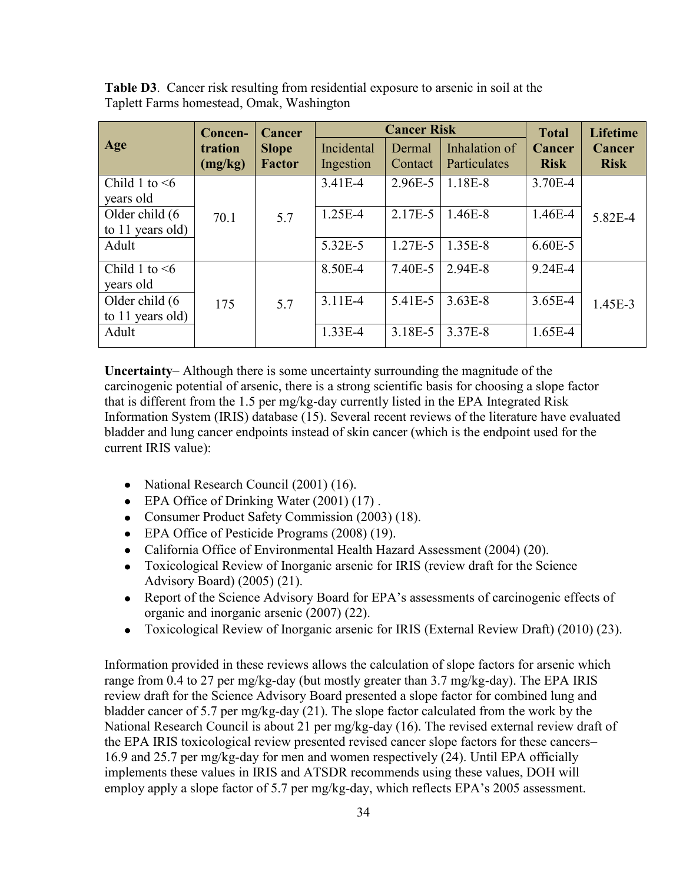**Table D3**. Cancer risk resulting from residential exposure to arsenic in soil at the Taplett Farms homestead, Omak, Washington

| Age | Concen-tration (mg/kg) | Cancer Slope Factor | Cancer Risk | | | Total Cancer Risk | Lifetime Cancer Risk |
|---|---|---|---|---|---|---|---|
| | | | Incidental Ingestion | Dermal Contact | Inhalation of Particulates | | |
| Child 1 to <6 years old | 70.1 | 5.7 | 3.41E-4 | 2.96E-5 | 1.18E-8 | 3.70E-4 | 5.82E-4 |
| Older child (6 to 11 years old) | | | 1.25E-4 | 2.17E-5 | 1.46E-8 | 1.46E-4 | |
| Adult | | | 5.32E-5 | 1.27E-5 | 1.35E-8 | 6.60E-5 | |
| Child 1 to <6 years old | 175 | 5.7 | 8.50E-4 | 7.40E-5 | 2.94E-8 | 9.24E-4 | 1.45E-3 |
| Older child (6 to 11 years old) | | | 3.11E-4 | 5.41E-5 | 3.63E-8 | 3.65E-4 | |
| Adult | | | 1.33E-4 | 3.18E-5 | 3.37E-8 | 1.65E-4 | |

**Uncertainty**– Although there is some uncertainty surrounding the magnitude of the carcinogenic potential of arsenic, there is a strong scientific basis for choosing a slope factor that is different from the 1.5 per mg/kg-day currently listed in the EPA Integrated Risk Information System (IRIS) database (15). Several recent reviews of the literature have evaluated bladder and lung cancer endpoints instead of skin cancer (which is the endpoint used for the current IRIS value):

- National Research Council (2001) (16).
- EPA Office of Drinking Water (2001) (17) .
- Consumer Product Safety Commission (2003) (18).
- EPA Office of Pesticide Programs (2008) (19).
- California Office of Environmental Health Hazard Assessment (2004) (20).
- Toxicological Review of Inorganic arsenic for IRIS (review draft for the Science Advisory Board) (2005) (21).
- Report of the Science Advisory Board for EPA's assessments of carcinogenic effects of organic and inorganic arsenic (2007) (22).
- Toxicological Review of Inorganic arsenic for IRIS (External Review Draft) (2010) (23).

Information provided in these reviews allows the calculation of slope factors for arsenic which range from 0.4 to 27 per mg/kg-day (but mostly greater than 3.7 mg/kg-day). The EPA IRIS review draft for the Science Advisory Board presented a slope factor for combined lung and bladder cancer of 5.7 per mg/kg-day (21). The slope factor calculated from the work by the National Research Council is about 21 per mg/kg-day (16). The revised external review draft of the EPA IRIS toxicological review presented revised cancer slope factors for these cancers– 16.9 and 25.7 per mg/kg-day for men and women respectively (24). Until EPA officially implements these values in IRIS and ATSDR recommends using these values, DOH will employ apply a slope factor of 5.7 per mg/kg-day, which reflects EPA's 2005 assessment.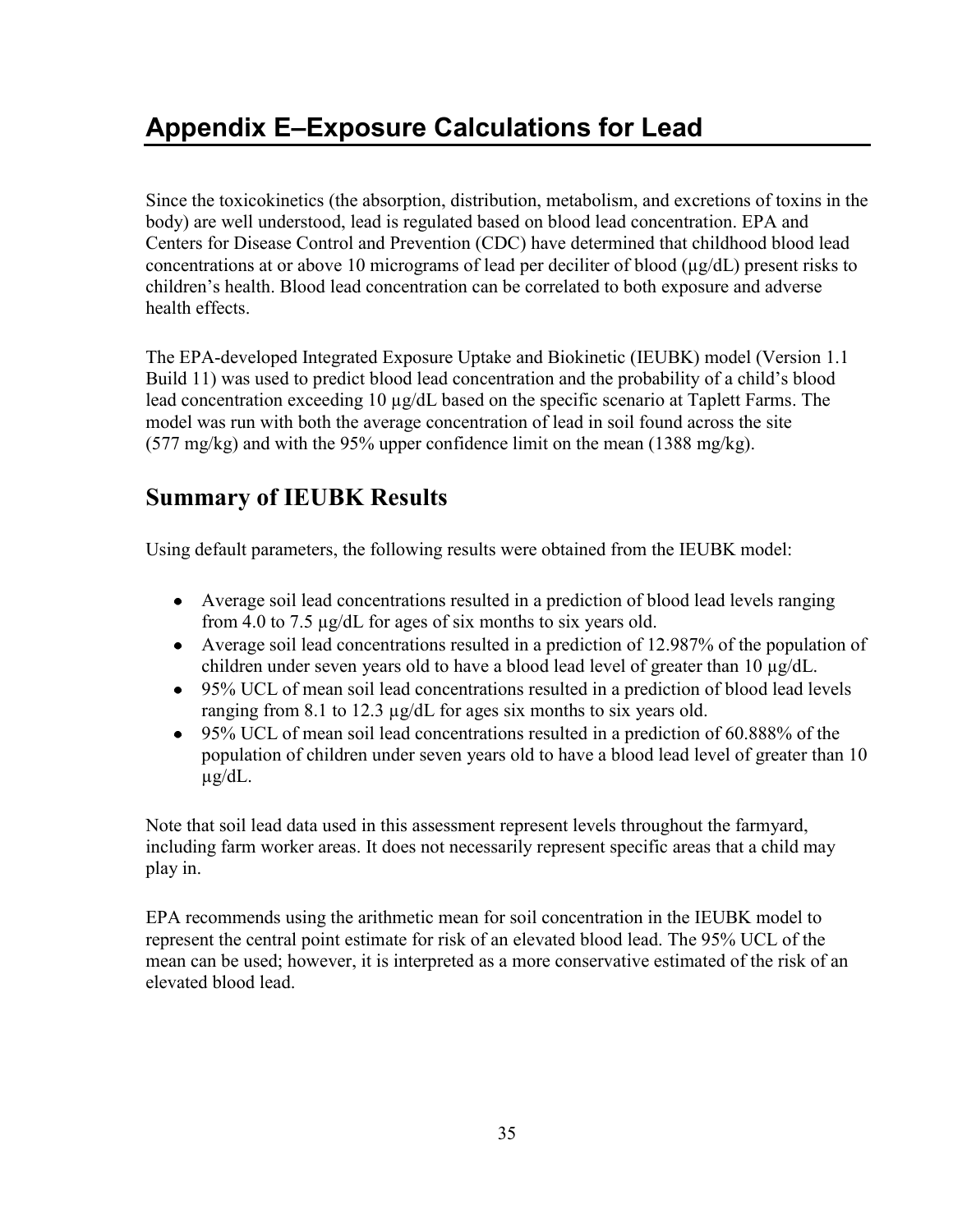# Appendix E–Exposure Calculations for Lead

Since the toxicokinetics (the absorption, distribution, metabolism, and excretions of toxins in the body) are well understood, lead is regulated based on blood lead concentration. EPA and Centers for Disease Control and Prevention (CDC) have determined that childhood blood lead concentrations at or above 10 micrograms of lead per deciliter of blood (μg/dL) present risks to children's health. Blood lead concentration can be correlated to both exposure and adverse health effects.

The EPA-developed Integrated Exposure Uptake and Biokinetic (IEUBK) model (Version 1.1 Build 11) was used to predict blood lead concentration and the probability of a child's blood lead concentration exceeding 10 μg/dL based on the specific scenario at Taplett Farms. The model was run with both the average concentration of lead in soil found across the site (577 mg/kg) and with the 95% upper confidence limit on the mean (1388 mg/kg).

## Summary of IEUBK Results

Using default parameters, the following results were obtained from the IEUBK model:

- Average soil lead concentrations resulted in a prediction of blood lead levels ranging from 4.0 to 7.5 μg/dL for ages of six months to six years old.
- Average soil lead concentrations resulted in a prediction of 12.987% of the population of children under seven years old to have a blood lead level of greater than 10 μg/dL.
- 95% UCL of mean soil lead concentrations resulted in a prediction of blood lead levels ranging from 8.1 to 12.3 μg/dL for ages six months to six years old.
- 95% UCL of mean soil lead concentrations resulted in a prediction of 60.888% of the population of children under seven years old to have a blood lead level of greater than 10 μg/dL.

Note that soil lead data used in this assessment represent levels throughout the farmyard, including farm worker areas. It does not necessarily represent specific areas that a child may play in.

EPA recommends using the arithmetic mean for soil concentration in the IEUBK model to represent the central point estimate for risk of an elevated blood lead. The 95% UCL of the mean can be used; however, it is interpreted as a more conservative estimated of the risk of an elevated blood lead.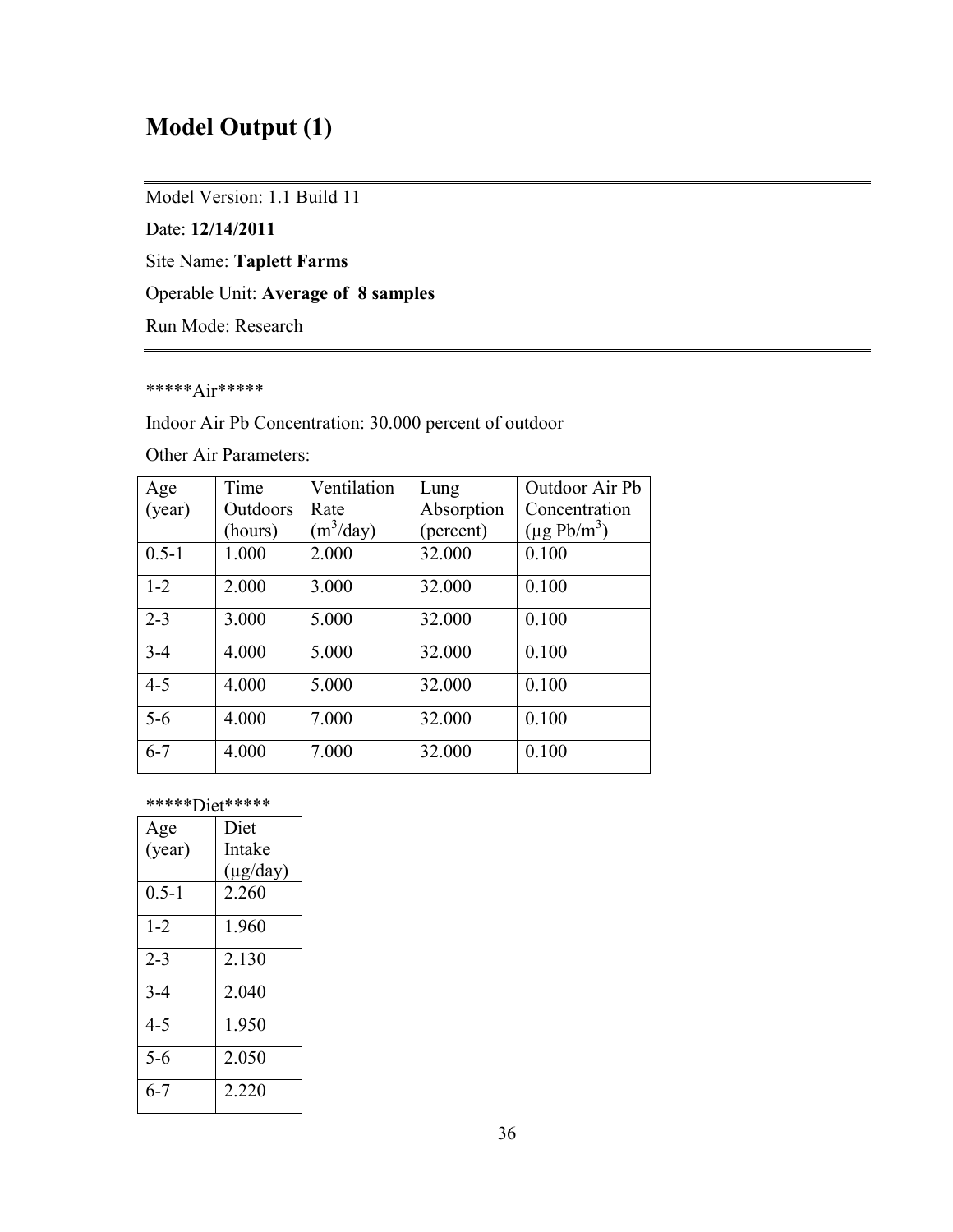# Model Output (1)

---

Model Version: 1.1 Build 11

Date: **12/14/2011**

Site Name: **Taplett Farms**

Operable Unit: **Average of 8 samples**

Run Mode: Research

---

*****Air*****

Indoor Air Pb Concentration: 30.000 percent of outdoor

Other Air Parameters:

| Age (year) | Time Outdoors (hours) | Ventilation Rate ($m^3$/day) | Lung Absorption (percent) | Outdoor Air Pb Concentration (μg Pb/$m^3$) |
|---|---|---|---|---|
| 0.5-1 | 1.000 | 2.000 | 32.000 | 0.100 |
| 1-2 | 2.000 | 3.000 | 32.000 | 0.100 |
| 2-3 | 3.000 | 5.000 | 32.000 | 0.100 |
| 3-4 | 4.000 | 5.000 | 32.000 | 0.100 |
| 4-5 | 4.000 | 5.000 | 32.000 | 0.100 |
| 5-6 | 4.000 | 7.000 | 32.000 | 0.100 |
| 6-7 | 4.000 | 7.000 | 32.000 | 0.100 |

*****Diet*****

| Age (year) | Diet Intake (μg/day) |
|---|---|
| 0.5-1 | 2.260 |
| 1-2 | 1.960 |
| 2-3 | 2.130 |
| 3-4 | 2.040 |
| 4-5 | 1.950 |
| 5-6 | 2.050 |
| 6-7 | 2.220 |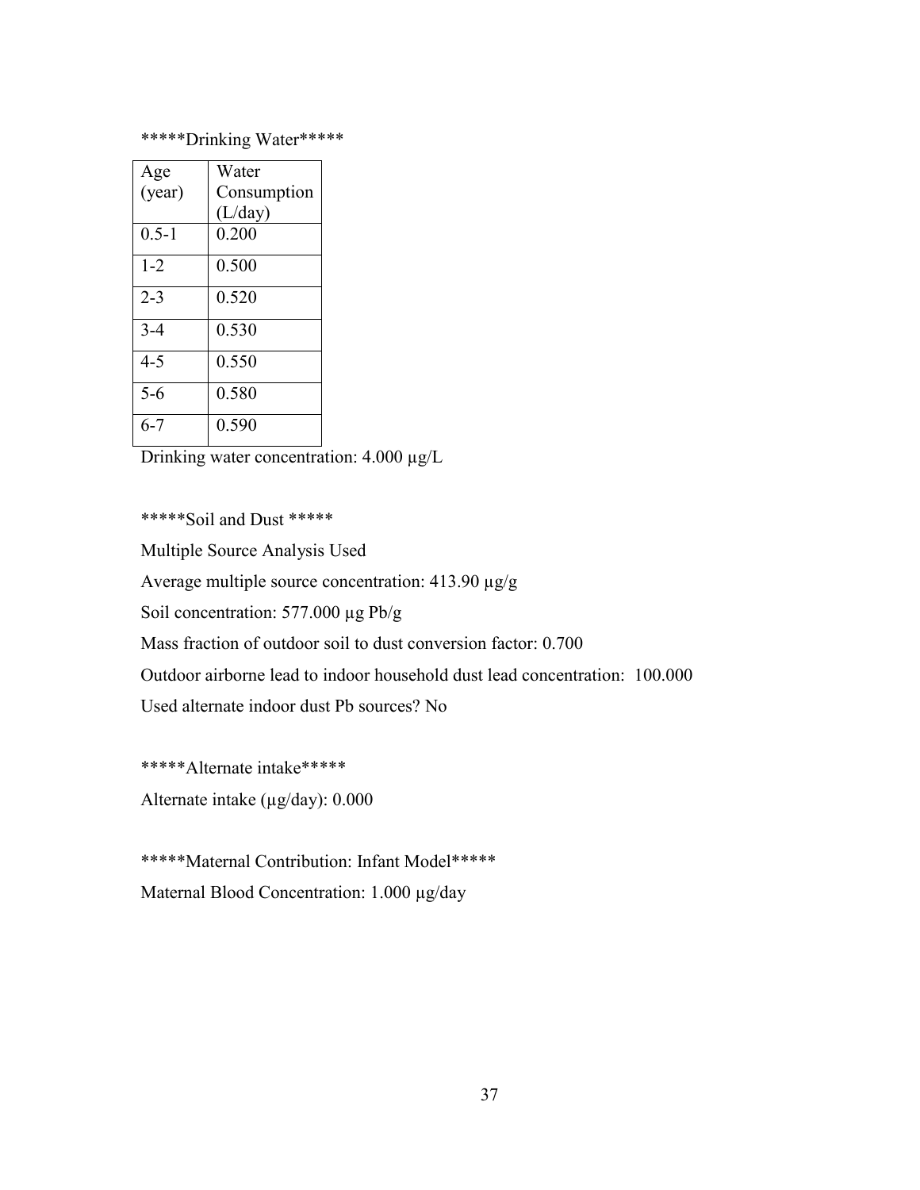*****Drinking Water*****

| Age (year) | Water Consumption (L/day) |
|---|---|
| 0.5-1 | 0.200 |
| 1-2 | 0.500 |
| 2-3 | 0.520 |
| 3-4 | 0.530 |
| 4-5 | 0.550 |
| 5-6 | 0.580 |
| 6-7 | 0.590 |

Drinking water concentration: 4.000 µg/L

*****Soil and Dust *****

Multiple Source Analysis Used

Average multiple source concentration: 413.90 µg/g

Soil concentration: 577.000 µg Pb/g

Mass fraction of outdoor soil to dust conversion factor: 0.700

Outdoor airborne lead to indoor household dust lead concentration:  100.000

Used alternate indoor dust Pb sources? No

*****Alternate intake*****

Alternate intake (µg/day): 0.000

*****Maternal Contribution: Infant Model*****

Maternal Blood Concentration: 1.000 µg/day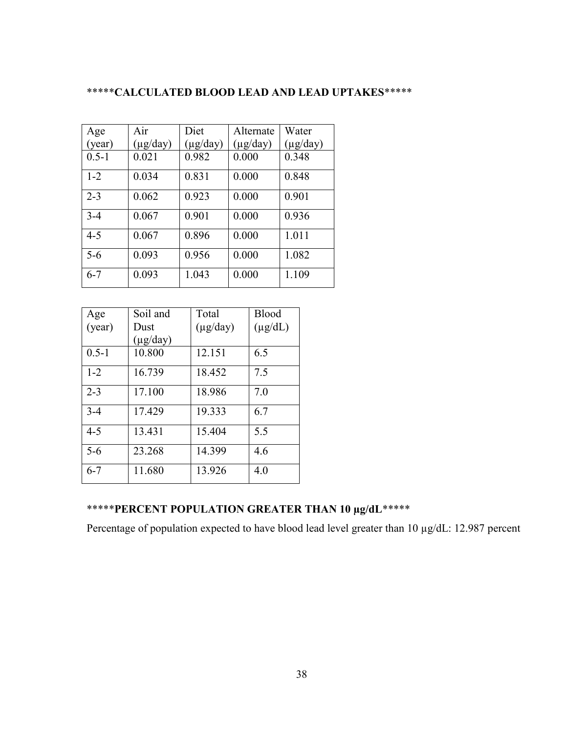**\*\*\*\*\*CALCULATED BLOOD LEAD AND LEAD UPTAKES\*\*\*\*\***

| Age (year) | Air (μg/day) | Diet (μg/day) | Alternate (μg/day) | Water (μg/day) |
|---|---|---|---|---|
| 0.5-1 | 0.021 | 0.982 | 0.000 | 0.348 |
| 1-2 | 0.034 | 0.831 | 0.000 | 0.848 |
| 2-3 | 0.062 | 0.923 | 0.000 | 0.901 |
| 3-4 | 0.067 | 0.901 | 0.000 | 0.936 |
| 4-5 | 0.067 | 0.896 | 0.000 | 1.011 |
| 5-6 | 0.093 | 0.956 | 0.000 | 1.082 |
| 6-7 | 0.093 | 1.043 | 0.000 | 1.109 |

| Age (year) | Soil and Dust (μg/day) | Total (μg/day) | Blood (μg/dL) |
|---|---|---|---|
| 0.5-1 | 10.800 | 12.151 | 6.5 |
| 1-2 | 16.739 | 18.452 | 7.5 |
| 2-3 | 17.100 | 18.986 | 7.0 |
| 3-4 | 17.429 | 19.333 | 6.7 |
| 4-5 | 13.431 | 15.404 | 5.5 |
| 5-6 | 23.268 | 14.399 | 4.6 |
| 6-7 | 11.680 | 13.926 | 4.0 |

**\*\*\*\*\*PERCENT POPULATION GREATER THAN 10 μg/dL\*\*\*\*\***

Percentage of population expected to have blood lead level greater than 10 μg/dL: 12.987 percent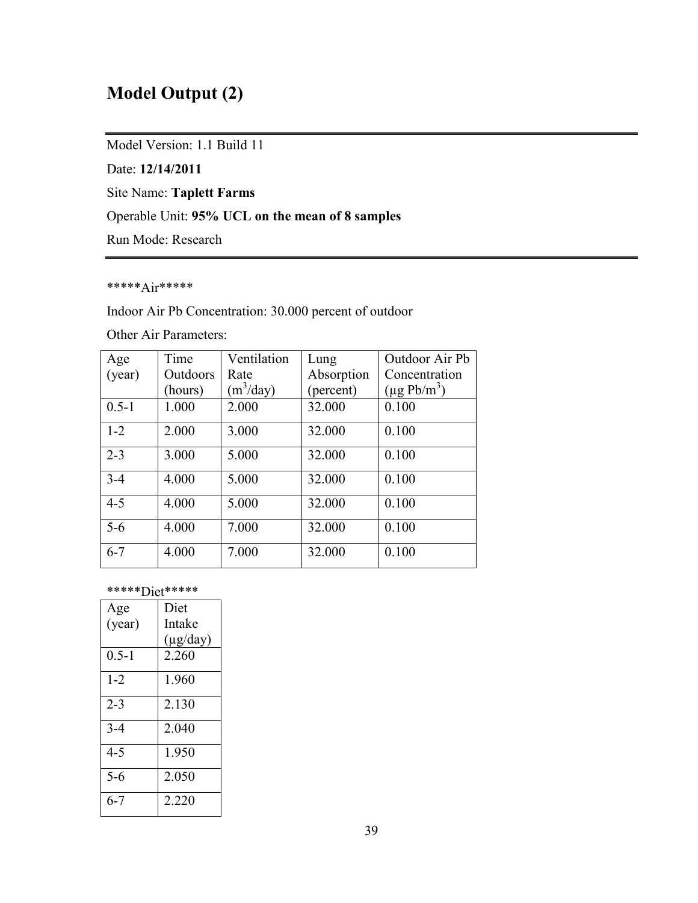## Model Output (2)

---

Model Version: 1.1 Build 11

Date: **12/14/2011**

Site Name: **Taplett Farms**

Operable Unit: **95% UCL on the mean of 8 samples**

Run Mode: Research

---

*****Air*****

Indoor Air Pb Concentration: 30.000 percent of outdoor

Other Air Parameters:

| Age (year) | Time Outdoors (hours) | Ventilation Rate ($m^3$/day) | Lung Absorption (percent) | Outdoor Air Pb Concentration (μg Pb/$m^3$) |
|---|---|---|---|---|
| 0.5-1 | 1.000 | 2.000 | 32.000 | 0.100 |
| 1-2 | 2.000 | 3.000 | 32.000 | 0.100 |
| 2-3 | 3.000 | 5.000 | 32.000 | 0.100 |
| 3-4 | 4.000 | 5.000 | 32.000 | 0.100 |
| 4-5 | 4.000 | 5.000 | 32.000 | 0.100 |
| 5-6 | 4.000 | 7.000 | 32.000 | 0.100 |
| 6-7 | 4.000 | 7.000 | 32.000 | 0.100 |

*****Diet*****

| Age (year) | Diet Intake (μg/day) |
|---|---|
| 0.5-1 | 2.260 |
| 1-2 | 1.960 |
| 2-3 | 2.130 |
| 3-4 | 2.040 |
| 4-5 | 1.950 |
| 5-6 | 2.050 |
| 6-7 | 2.220 |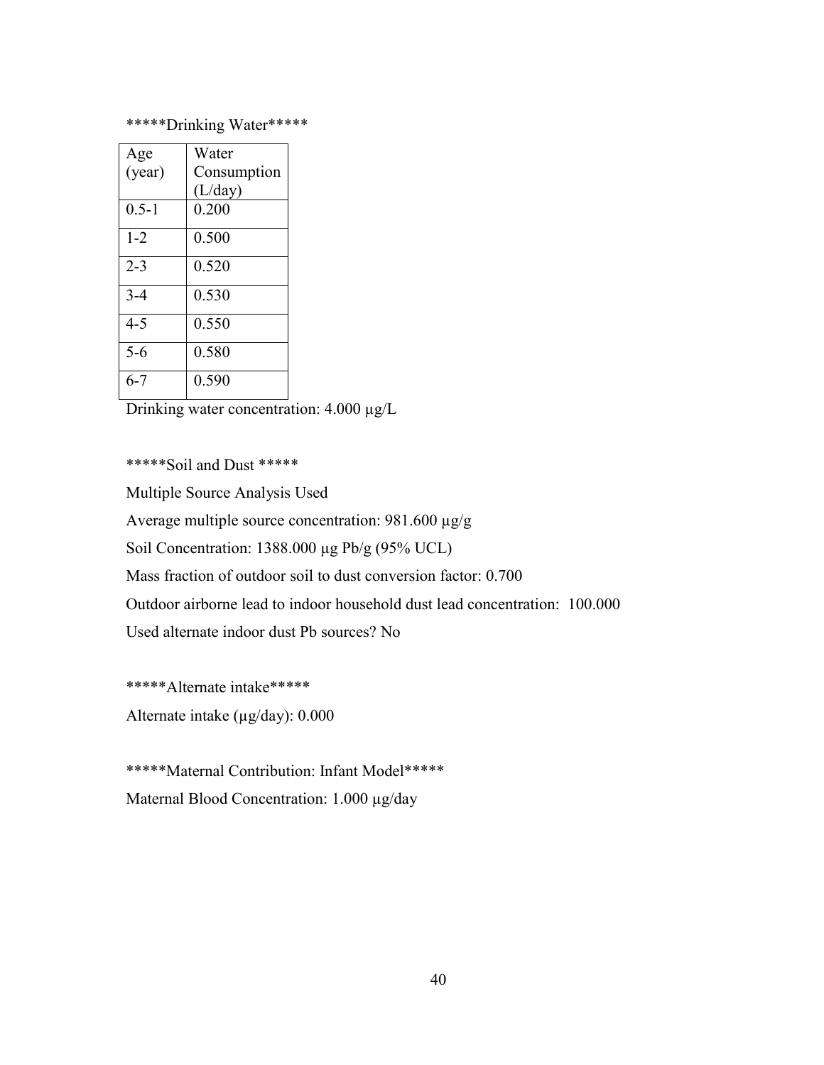*****Drinking Water*****

| Age (year) | Water Consumption (L/day) |
|---|---|
| 0.5-1 | 0.200 |
| 1-2 | 0.500 |
| 2-3 | 0.520 |
| 3-4 | 0.530 |
| 4-5 | 0.550 |
| 5-6 | 0.580 |
| 6-7 | 0.590 |

Drinking water concentration: 4.000 µg/L

*****Soil and Dust *****

Multiple Source Analysis Used

Average multiple source concentration: 981.600 µg/g

Soil Concentration: 1388.000 µg Pb/g (95% UCL)

Mass fraction of outdoor soil to dust conversion factor: 0.700

Outdoor airborne lead to indoor household dust lead concentration: 100.000

Used alternate indoor dust Pb sources? No

*****Alternate intake*****

Alternate intake (µg/day): 0.000

*****Maternal Contribution: Infant Model*****

Maternal Blood Concentration: 1.000 µg/day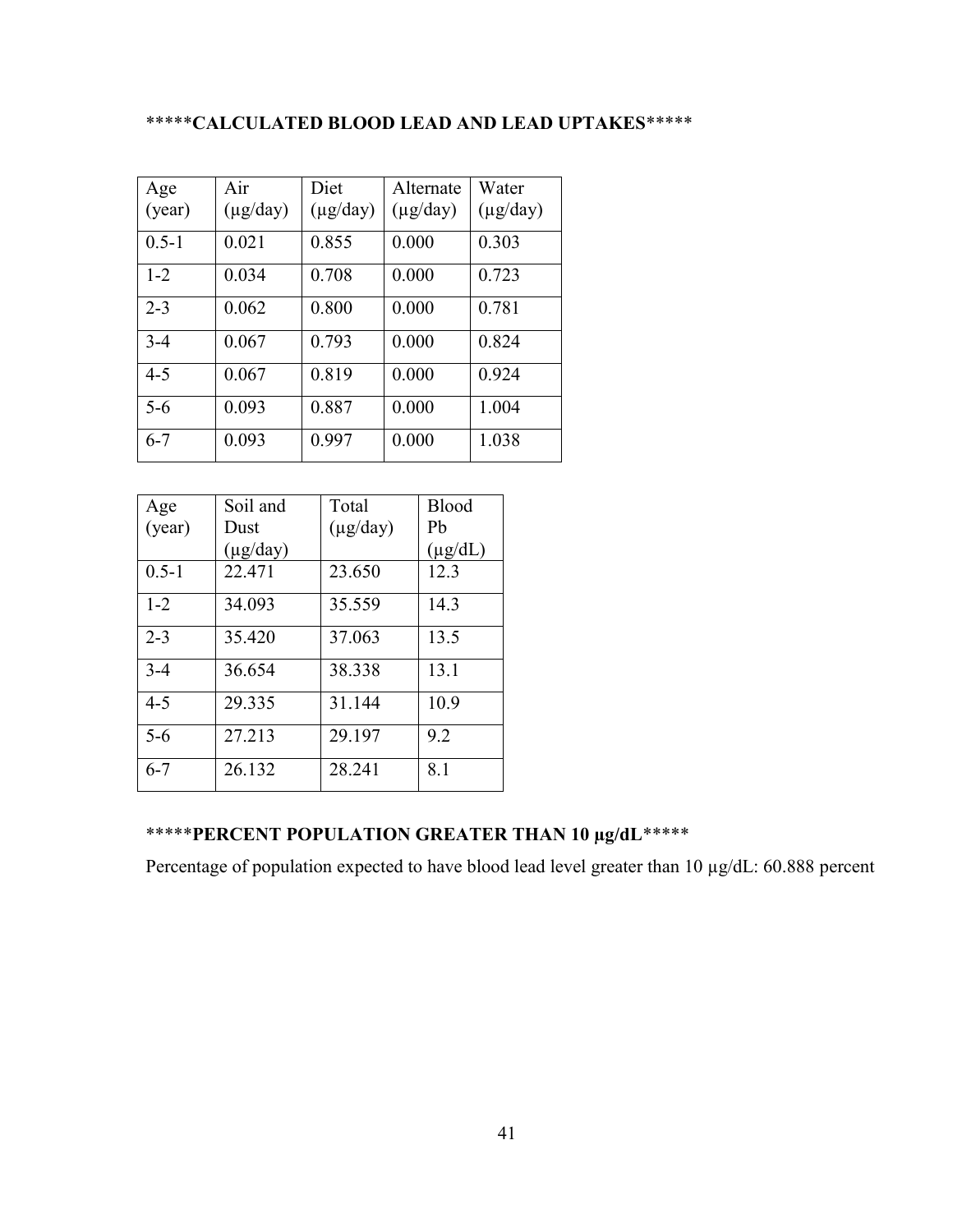\*\*\*\*\***CALCULATED BLOOD LEAD AND LEAD UPTAKES**\*\*\*\*\*

| Age (year) | Air (µg/day) | Diet (µg/day) | Alternate (µg/day) | Water (µg/day) |
|---|---|---|---|---|
| 0.5-1 | 0.021 | 0.855 | 0.000 | 0.303 |
| 1-2 | 0.034 | 0.708 | 0.000 | 0.723 |
| 2-3 | 0.062 | 0.800 | 0.000 | 0.781 |
| 3-4 | 0.067 | 0.793 | 0.000 | 0.824 |
| 4-5 | 0.067 | 0.819 | 0.000 | 0.924 |
| 5-6 | 0.093 | 0.887 | 0.000 | 1.004 |
| 6-7 | 0.093 | 0.997 | 0.000 | 1.038 |

| Age (year) | Soil and Dust (µg/day) | Total (µg/day) | Blood Pb (µg/dL) |
|---|---|---|---|
| 0.5-1 | 22.471 | 23.650 | 12.3 |
| 1-2 | 34.093 | 35.559 | 14.3 |
| 2-3 | 35.420 | 37.063 | 13.5 |
| 3-4 | 36.654 | 38.338 | 13.1 |
| 4-5 | 29.335 | 31.144 | 10.9 |
| 5-6 | 27.213 | 29.197 | 9.2 |
| 6-7 | 26.132 | 28.241 | 8.1 |

\*\*\*\*\***PERCENT POPULATION GREATER THAN 10 µg/dL**\*\*\*\*\*

Percentage of population expected to have blood lead level greater than 10 µg/dL: 60.888 percent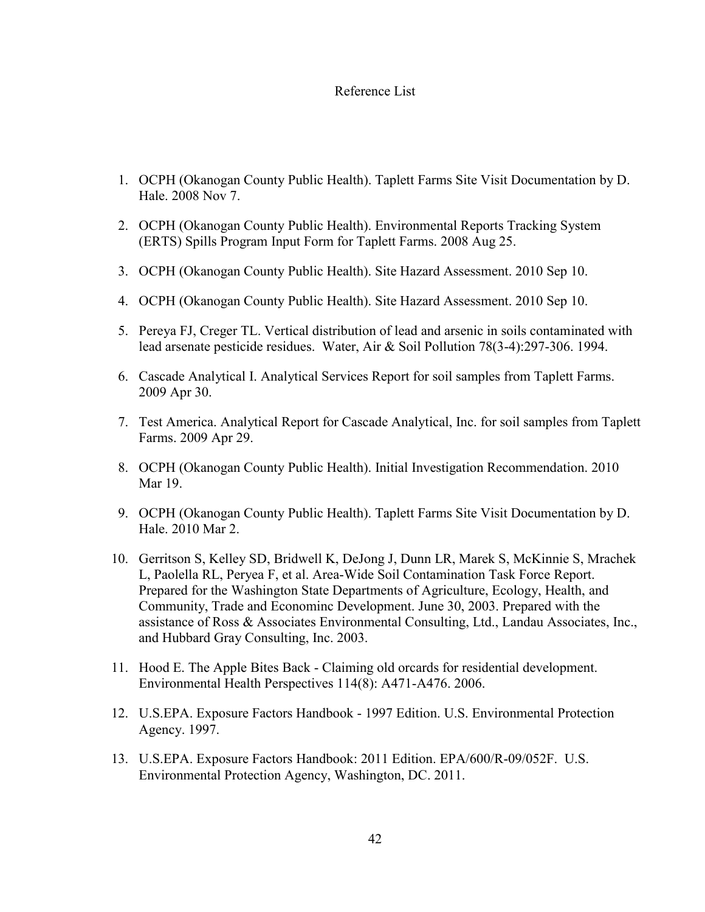# Reference List

1. OCPH (Okanogan County Public Health). Taplett Farms Site Visit Documentation by D. Hale. 2008 Nov 7.

2. OCPH (Okanogan County Public Health). Environmental Reports Tracking System (ERTS) Spills Program Input Form for Taplett Farms. 2008 Aug 25.

3. OCPH (Okanogan County Public Health). Site Hazard Assessment. 2010 Sep 10.

4. OCPH (Okanogan County Public Health). Site Hazard Assessment. 2010 Sep 10.

5. Pereya FJ, Creger TL. Vertical distribution of lead and arsenic in soils contaminated with lead arsenate pesticide residues. Water, Air & Soil Pollution 78(3-4):297-306. 1994.

6. Cascade Analytical I. Analytical Services Report for soil samples from Taplett Farms. 2009 Apr 30.

7. Test America. Analytical Report for Cascade Analytical, Inc. for soil samples from Taplett Farms. 2009 Apr 29.

8. OCPH (Okanogan County Public Health). Initial Investigation Recommendation. 2010 Mar 19.

9. OCPH (Okanogan County Public Health). Taplett Farms Site Visit Documentation by D. Hale. 2010 Mar 2.

10. Gerritson S, Kelley SD, Bridwell K, DeJong J, Dunn LR, Marek S, McKinnie S, Mrachek L, Paolella RL, Peryea F, et al. Area-Wide Soil Contamination Task Force Report. Prepared for the Washington State Departments of Agriculture, Ecology, Health, and Community, Trade and Econominc Development. June 30, 2003. Prepared with the assistance of Ross & Associates Environmental Consulting, Ltd., Landau Associates, Inc., and Hubbard Gray Consulting, Inc. 2003.

11. Hood E. The Apple Bites Back - Claiming old orcards for residential development. Environmental Health Perspectives 114(8): A471-A476. 2006.

12. U.S.EPA. Exposure Factors Handbook - 1997 Edition. U.S. Environmental Protection Agency. 1997.

13. U.S.EPA. Exposure Factors Handbook: 2011 Edition. EPA/600/R-09/052F. U.S. Environmental Protection Agency, Washington, DC. 2011.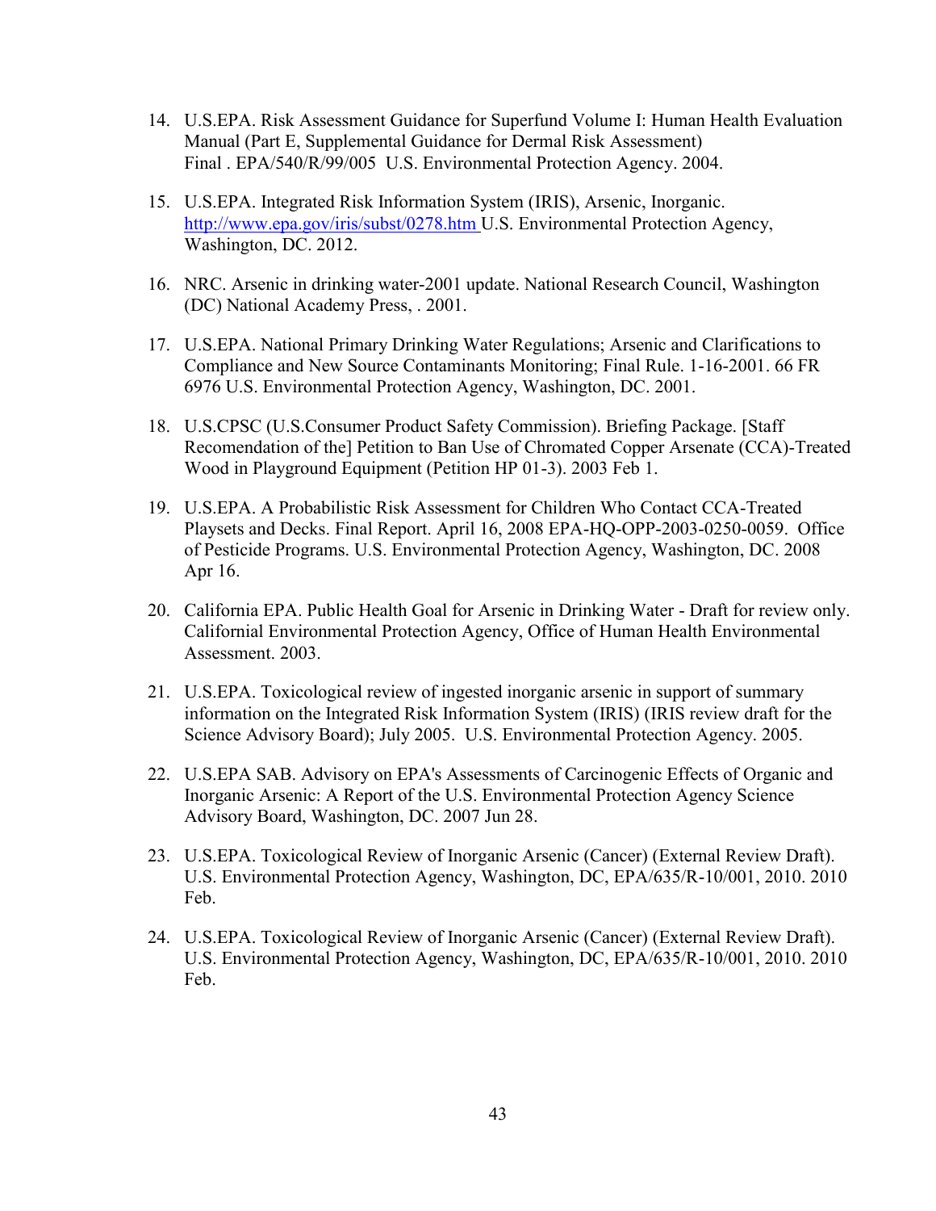14. U.S.EPA. Risk Assessment Guidance for Superfund Volume I: Human Health Evaluation Manual (Part E, Supplemental Guidance for Dermal Risk Assessment) Final . EPA/540/R/99/005 U.S. Environmental Protection Agency. 2004.

15. U.S.EPA. Integrated Risk Information System (IRIS), Arsenic, Inorganic. [http://www.epa.gov/iris/subst/0278.htm](http://www.epa.gov/iris/subst/0278.htm) U.S. Environmental Protection Agency, Washington, DC. 2012.

16. NRC. Arsenic in drinking water-2001 update. National Research Council, Washington (DC) National Academy Press, . 2001.

17. U.S.EPA. National Primary Drinking Water Regulations; Arsenic and Clarifications to Compliance and New Source Contaminants Monitoring; Final Rule. 1-16-2001. 66 FR 6976 U.S. Environmental Protection Agency, Washington, DC. 2001.

18. U.S.CPSC (U.S.Consumer Product Safety Commission). Briefing Package. [Staff Recomendation of the] Petition to Ban Use of Chromated Copper Arsenate (CCA)-Treated Wood in Playground Equipment (Petition HP 01-3). 2003 Feb 1.

19. U.S.EPA. A Probabilistic Risk Assessment for Children Who Contact CCA-Treated Playsets and Decks. Final Report. April 16, 2008 EPA-HQ-OPP-2003-0250-0059. Office of Pesticide Programs. U.S. Environmental Protection Agency, Washington, DC. 2008 Apr 16.

20. California EPA. Public Health Goal for Arsenic in Drinking Water - Draft for review only. Californial Environmental Protection Agency, Office of Human Health Environmental Assessment. 2003.

21. U.S.EPA. Toxicological review of ingested inorganic arsenic in support of summary information on the Integrated Risk Information System (IRIS) (IRIS review draft for the Science Advisory Board); July 2005. U.S. Environmental Protection Agency. 2005.

22. U.S.EPA SAB. Advisory on EPA's Assessments of Carcinogenic Effects of Organic and Inorganic Arsenic: A Report of the U.S. Environmental Protection Agency Science Advisory Board, Washington, DC. 2007 Jun 28.

23. U.S.EPA. Toxicological Review of Inorganic Arsenic (Cancer) (External Review Draft). U.S. Environmental Protection Agency, Washington, DC, EPA/635/R-10/001, 2010. 2010 Feb.

24. U.S.EPA. Toxicological Review of Inorganic Arsenic (Cancer) (External Review Draft). U.S. Environmental Protection Agency, Washington, DC, EPA/635/R-10/001, 2010. 2010 Feb.